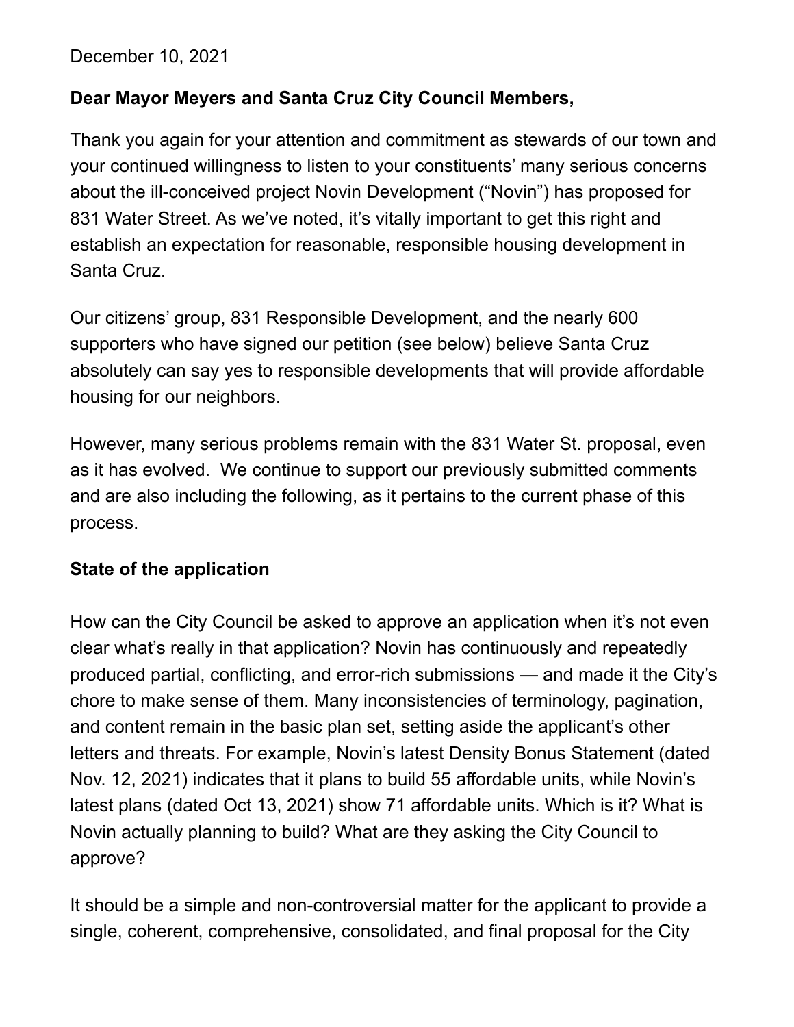December 10, 2021

**Dear Mayor Meyers and Santa Cruz City Council Members,**

Thank you again for your attention and commitment as stewards of our town and your continued willingness to listen to your constituents' many serious concerns about the ill-conceived project Novin Development ("Novin") has proposed for 831 Water Street. As we've noted, it's vitally important to get this right and establish an expectation for reasonable, responsible housing development in Santa Cruz.

Our citizens' group, 831 Responsible Development, and the nearly 600 supporters who have signed our petition (see below) believe Santa Cruz absolutely can say yes to responsible developments that will provide affordable housing for our neighbors.

However, many serious problems remain with the 831 Water St. proposal, even as it has evolved. We continue to support our previously submitted comments and are also including the following, as it pertains to the current phase of this process.

**State of the application**

How can the City Council be asked to approve an application when it's not even clear what's really in that application? Novin has continuously and repeatedly produced partial, conflicting, and error-rich submissions — and made it the City's chore to make sense of them. Many inconsistencies of terminology, pagination, and content remain in the basic plan set, setting aside the applicant's other letters and threats. For example, Novin's latest Density Bonus Statement (dated Nov. 12, 2021) indicates that it plans to build 55 affordable units, while Novin's latest plans (dated Oct 13, 2021) show 71 affordable units. Which is it? What is Novin actually planning to build? What are they asking the City Council to approve?

It should be a simple and non-controversial matter for the applicant to provide a single, coherent, comprehensive, consolidated, and final proposal for the City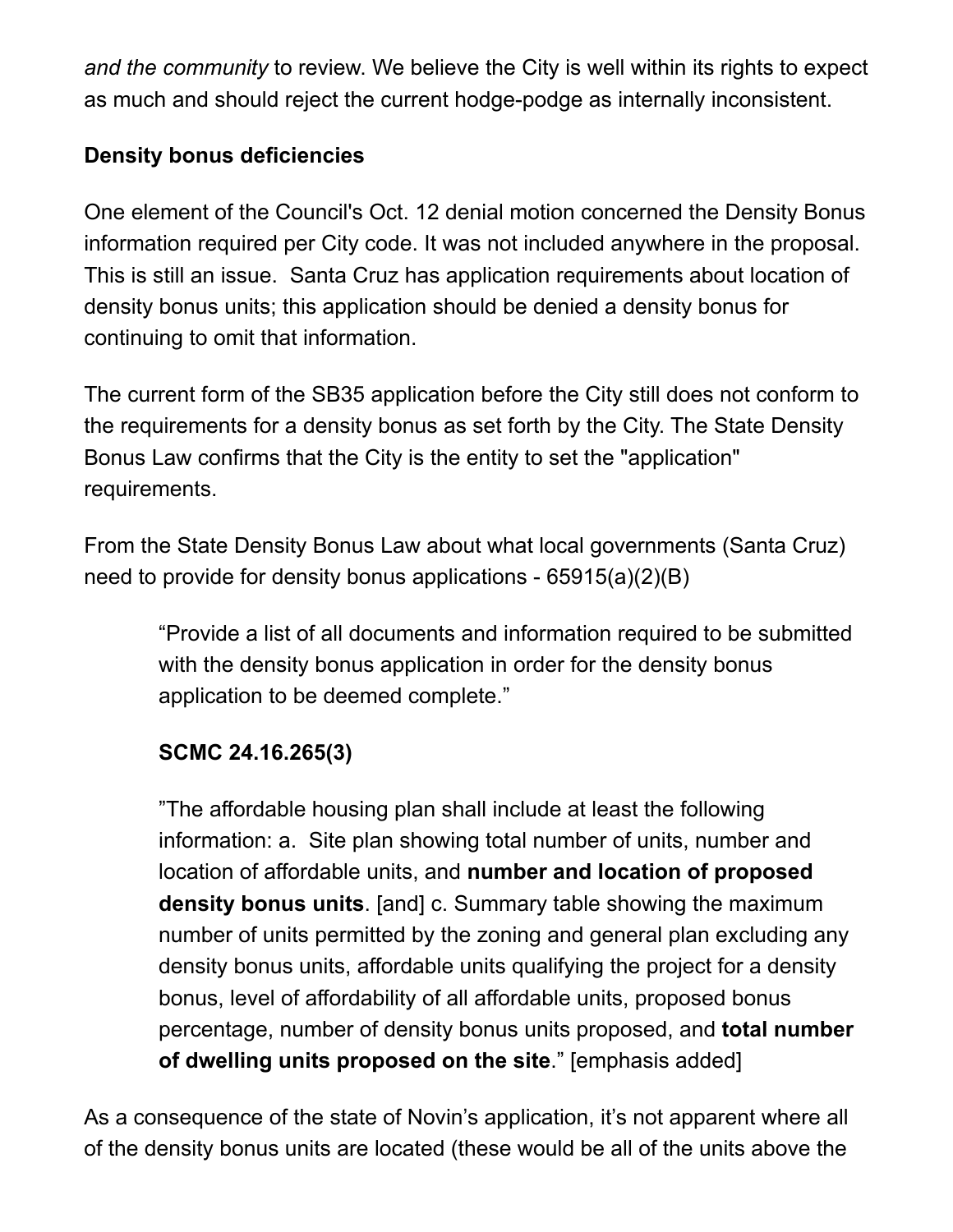*and the community* to review. We believe the City is well within its rights to expect as much and should reject the current hodge-podge as internally inconsistent.

**Density bonus deficiencies**

One element of the Council's Oct. 12 denial motion concerned the Density Bonus information required per City code. It was not included anywhere in the proposal. This is still an issue. Santa Cruz has application requirements about location of density bonus units; this application should be denied a density bonus for continuing to omit that information.

The current form of the SB35 application before the City still does not conform to the requirements for a density bonus as set forth by the City. The State Density Bonus Law confirms that the City is the entity to set the "application" requirements.

From the State Density Bonus Law about what local governments (Santa Cruz) need to provide for density bonus applications - 65915(a)(2)(B)

> “Provide a list of all documents and information required to be submitted with the density bonus application in order for the density bonus application to be deemed complete.”
>
> **SCMC 24.16.265(3)**
>
> ”The affordable housing plan shall include at least the following information: a. Site plan showing total number of units, number and location of affordable units, and **number and location of proposed density bonus units**. [and] c. Summary table showing the maximum number of units permitted by the zoning and general plan excluding any density bonus units, affordable units qualifying the project for a density bonus, level of affordability of all affordable units, proposed bonus percentage, number of density bonus units proposed, and **total number of dwelling units proposed on the site**.” [emphasis added]

As a consequence of the state of Novin’s application, it’s not apparent where all of the density bonus units are located (these would be all of the units above the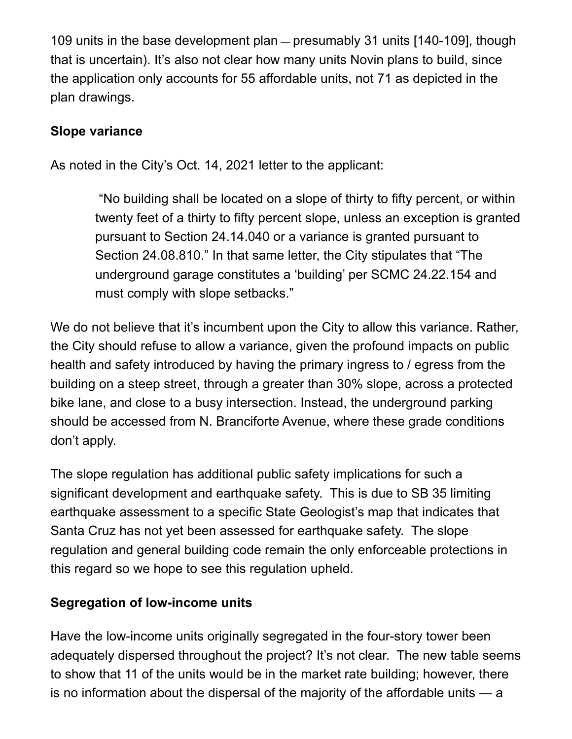109 units in the base development plan — presumably 31 units [140-109], though that is uncertain). It's also not clear how many units Novin plans to build, since the application only accounts for 55 affordable units, not 71 as depicted in the plan drawings.

**Slope variance**

As noted in the City's Oct. 14, 2021 letter to the applicant:

> "No building shall be located on a slope of thirty to fifty percent, or within twenty feet of a thirty to fifty percent slope, unless an exception is granted pursuant to Section 24.14.040 or a variance is granted pursuant to Section 24.08.810." In that same letter, the City stipulates that "The underground garage constitutes a 'building' per SCMC 24.22.154 and must comply with slope setbacks."

We do not believe that it's incumbent upon the City to allow this variance. Rather, the City should refuse to allow a variance, given the profound impacts on public health and safety introduced by having the primary ingress to / egress from the building on a steep street, through a greater than 30% slope, across a protected bike lane, and close to a busy intersection. Instead, the underground parking should be accessed from N. Branciforte Avenue, where these grade conditions don't apply.

The slope regulation has additional public safety implications for such a significant development and earthquake safety. This is due to SB 35 limiting earthquake assessment to a specific State Geologist's map that indicates that Santa Cruz has not yet been assessed for earthquake safety. The slope regulation and general building code remain the only enforceable protections in this regard so we hope to see this regulation upheld.

**Segregation of low-income units**

Have the low-income units originally segregated in the four-story tower been adequately dispersed throughout the project? It's not clear. The new table seems to show that 11 of the units would be in the market rate building; however, there is no information about the dispersal of the majority of the affordable units — a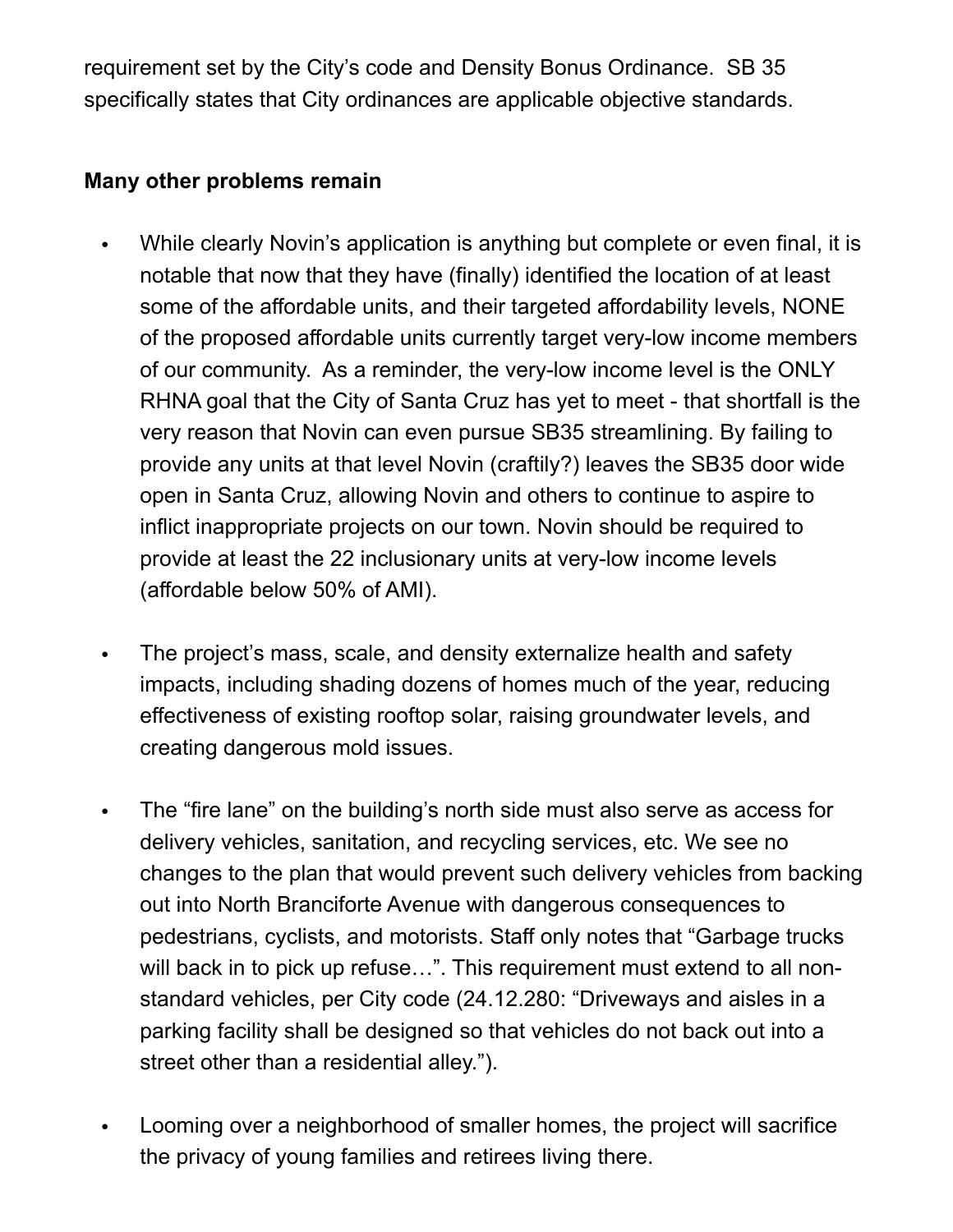requirement set by the City's code and Density Bonus Ordinance. SB 35 specifically states that City ordinances are applicable objective standards.

**Many other problems remain**

- While clearly Novin's application is anything but complete or even final, it is notable that now that they have (finally) identified the location of at least some of the affordable units, and their targeted affordability levels, NONE of the proposed affordable units currently target very-low income members of our community. As a reminder, the very-low income level is the ONLY RHNA goal that the City of Santa Cruz has yet to meet - that shortfall is the very reason that Novin can even pursue SB35 streamlining. By failing to provide any units at that level Novin (craftily?) leaves the SB35 door wide open in Santa Cruz, allowing Novin and others to continue to aspire to inflict inappropriate projects on our town. Novin should be required to provide at least the 22 inclusionary units at very-low income levels (affordable below 50% of AMI).

- The project's mass, scale, and density externalize health and safety impacts, including shading dozens of homes much of the year, reducing effectiveness of existing rooftop solar, raising groundwater levels, and creating dangerous mold issues.

- The "fire lane" on the building's north side must also serve as access for delivery vehicles, sanitation, and recycling services, etc. We see no changes to the plan that would prevent such delivery vehicles from backing out into North Branciforte Avenue with dangerous consequences to pedestrians, cyclists, and motorists. Staff only notes that "Garbage trucks will back in to pick up refuse…". This requirement must extend to all non-standard vehicles, per City code (24.12.280: "Driveways and aisles in a parking facility shall be designed so that vehicles do not back out into a street other than a residential alley.").

- Looming over a neighborhood of smaller homes, the project will sacrifice the privacy of young families and retirees living there.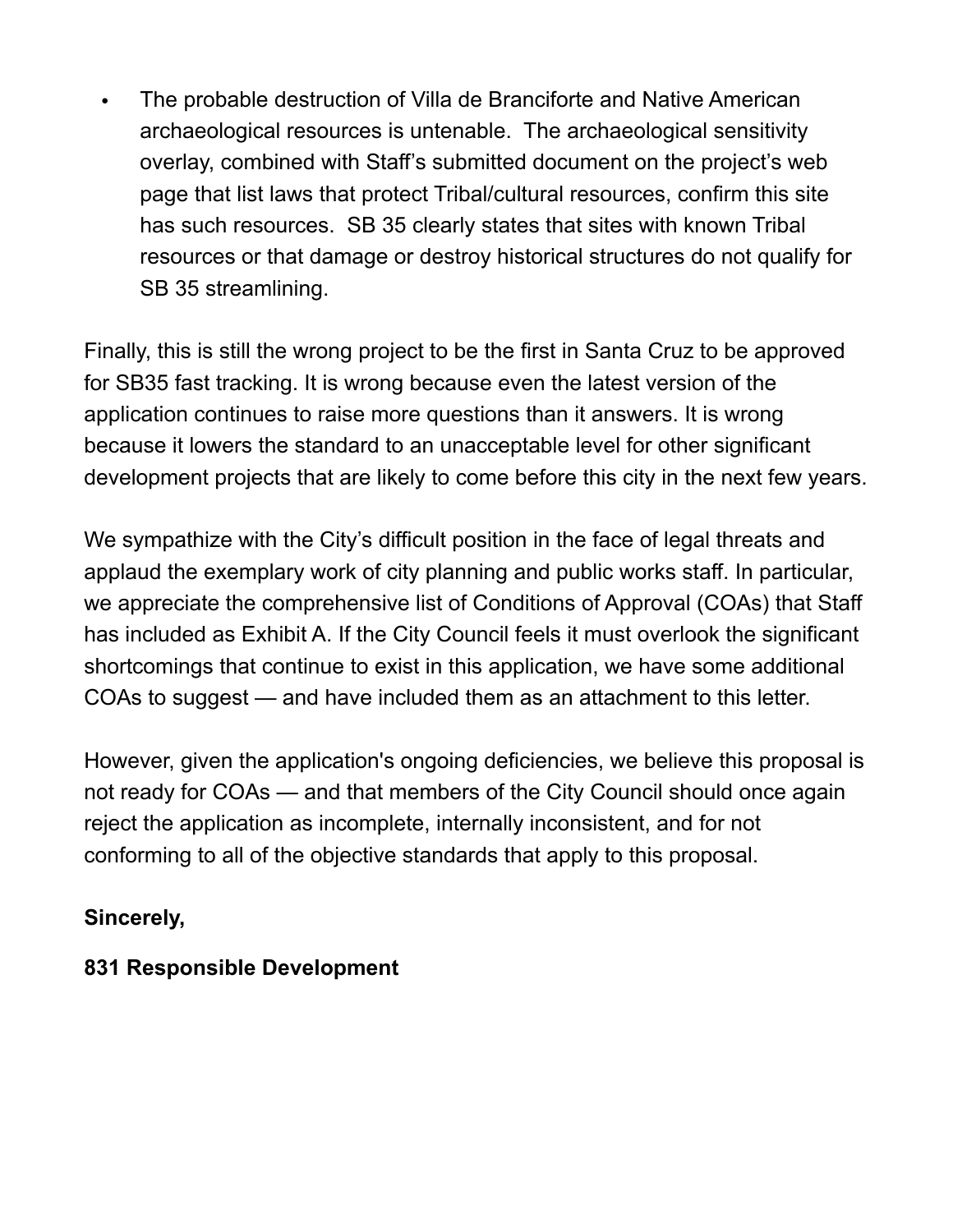- The probable destruction of Villa de Branciforte and Native American archaeological resources is untenable. The archaeological sensitivity overlay, combined with Staff's submitted document on the project's web page that list laws that protect Tribal/cultural resources, confirm this site has such resources. SB 35 clearly states that sites with known Tribal resources or that damage or destroy historical structures do not qualify for SB 35 streamlining.

Finally, this is still the wrong project to be the first in Santa Cruz to be approved for SB35 fast tracking. It is wrong because even the latest version of the application continues to raise more questions than it answers. It is wrong because it lowers the standard to an unacceptable level for other significant development projects that are likely to come before this city in the next few years.

We sympathize with the City's difficult position in the face of legal threats and applaud the exemplary work of city planning and public works staff. In particular, we appreciate the comprehensive list of Conditions of Approval (COAs) that Staff has included as Exhibit A. If the City Council feels it must overlook the significant shortcomings that continue to exist in this application, we have some additional COAs to suggest — and have included them as an attachment to this letter.

However, given the application's ongoing deficiencies, we believe this proposal is not ready for COAs — and that members of the City Council should once again reject the application as incomplete, internally inconsistent, and for not conforming to all of the objective standards that apply to this proposal.

**Sincerely,**

**831 Responsible Development**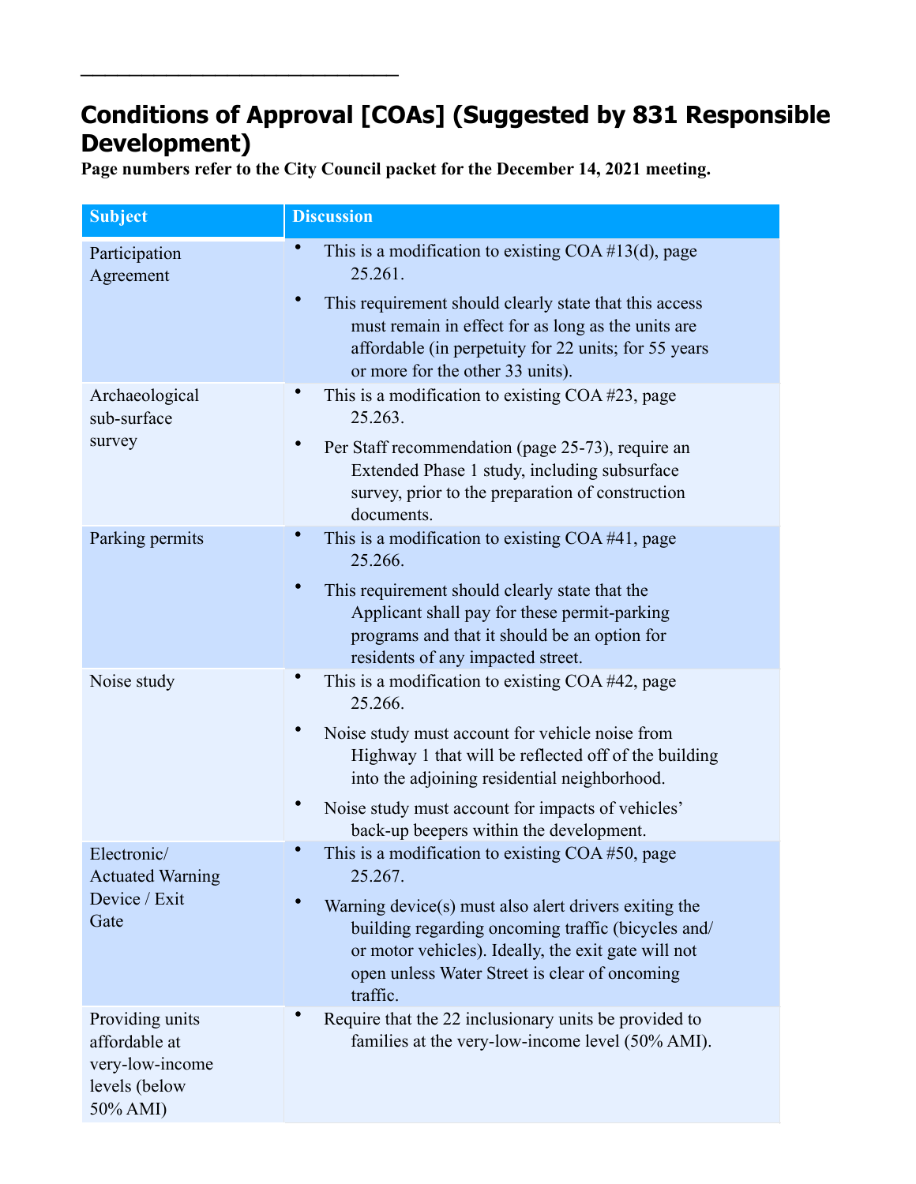## Conditions of Approval [COAs] (Suggested by 831 Responsible Development)

**Page numbers refer to the City Council packet for the December 14, 2021 meeting.**

| Subject | Discussion |
| --- | --- |
| Participation Agreement | • This is a modification to existing COA #13(d), page 25.261.<br>• This requirement should clearly state that this access must remain in effect for as long as the units are affordable (in perpetuity for 22 units; for 55 years or more for the other 33 units). |
| Archaeological sub-surface survey | • This is a modification to existing COA #23, page 25.263.<br>• Per Staff recommendation (page 25-73), require an Extended Phase 1 study, including subsurface survey, prior to the preparation of construction documents. |
| Parking permits | • This is a modification to existing COA #41, page 25.266.<br>• This requirement should clearly state that the Applicant shall pay for these permit-parking programs and that it should be an option for residents of any impacted street. |
| Noise study | • This is a modification to existing COA #42, page 25.266.<br>• Noise study must account for vehicle noise from Highway 1 that will be reflected off of the building into the adjoining residential neighborhood.<br>• Noise study must account for impacts of vehicles' back-up beepers within the development. |
| Electronic/ Actuated Warning Device / Exit Gate | • This is a modification to existing COA #50, page 25.267.<br>• Warning device(s) must also alert drivers exiting the building regarding oncoming traffic (bicycles and/ or motor vehicles). Ideally, the exit gate will not open unless Water Street is clear of oncoming traffic. |
| Providing units affordable at very-low-income levels (below 50% AMI) | • Require that the 22 inclusionary units be provided to families at the very-low-income level (50% AMI). |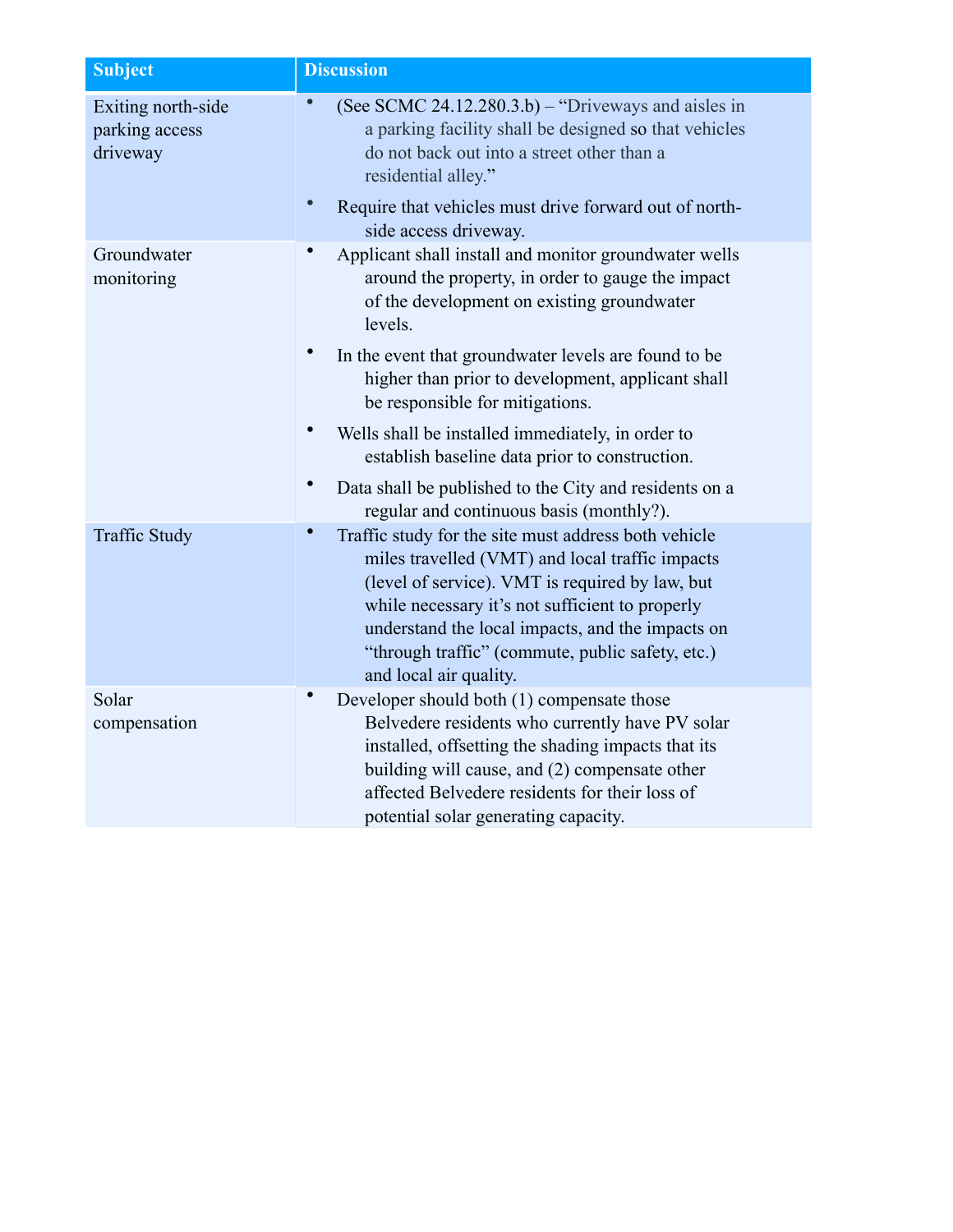| Subject | Discussion |
| --- | --- |
| Exiting north-side parking access driveway | • (See SCMC 24.12.280.3.b) – "Driveways and aisles in a parking facility shall be designed so that vehicles do not back out into a street other than a residential alley."<br><br>• Require that vehicles must drive forward out of north-side access driveway. |
| Groundwater monitoring | • Applicant shall install and monitor groundwater wells around the property, in order to gauge the impact of the development on existing groundwater levels.<br><br>• In the event that groundwater levels are found to be higher than prior to development, applicant shall be responsible for mitigations.<br><br>• Wells shall be installed immediately, in order to establish baseline data prior to construction.<br><br>• Data shall be published to the City and residents on a regular and continuous basis (monthly?). |
| Traffic Study | • Traffic study for the site must address both vehicle miles travelled (VMT) and local traffic impacts (level of service). VMT is required by law, but while necessary it's not sufficient to properly understand the local impacts, and the impacts on "through traffic" (commute, public safety, etc.) and local air quality. |
| Solar compensation | • Developer should both (1) compensate those Belvedere residents who currently have PV solar installed, offsetting the shading impacts that its building will cause, and (2) compensate other affected Belvedere residents for their loss of potential solar generating capacity. |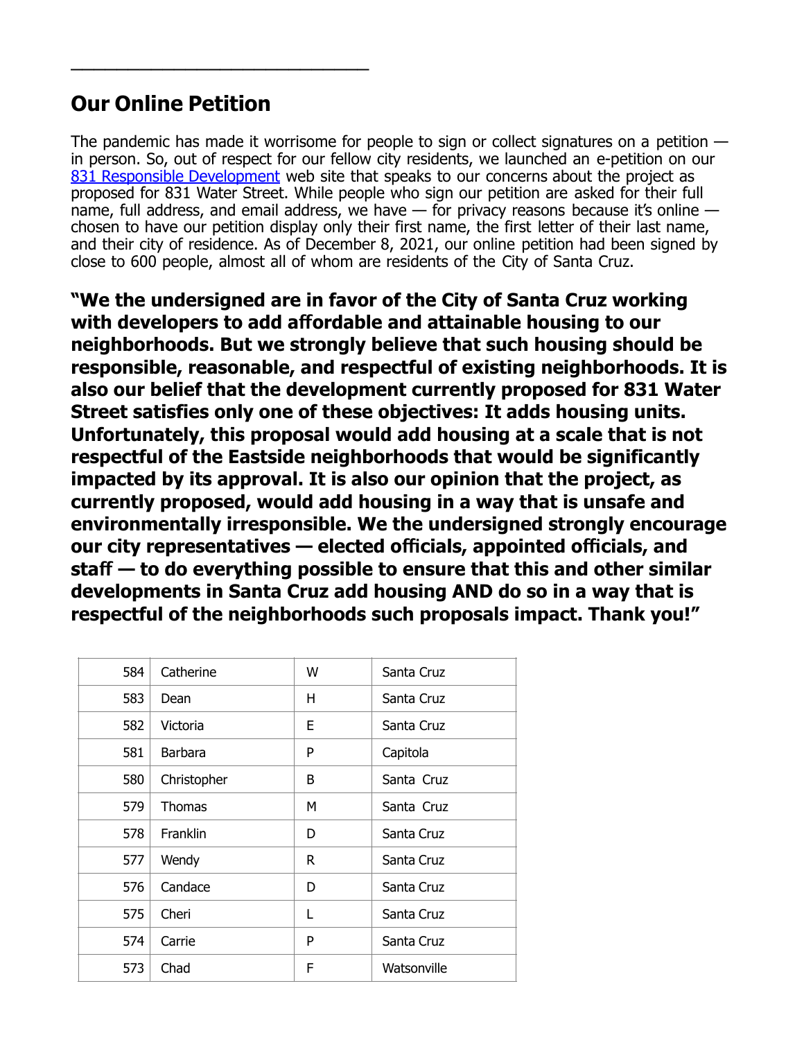---

## Our Online Petition

The pandemic has made it worrisome for people to sign or collect signatures on a petition — in person. So, out of respect for our fellow city residents, we launched an e-petition on our [831 Responsible Development]() web site that speaks to our concerns about the project as proposed for 831 Water Street. While people who sign our petition are asked for their full name, full address, and email address, we have — for privacy reasons because it's online — chosen to have our petition display only their first name, the first letter of their last name, and their city of residence. As of December 8, 2021, our online petition had been signed by close to 600 people, almost all of whom are residents of the City of Santa Cruz.

**"We the undersigned are in favor of the City of Santa Cruz working with developers to add affordable and attainable housing to our neighborhoods. But we strongly believe that such housing should be responsible, reasonable, and respectful of existing neighborhoods. It is also our belief that the development currently proposed for 831 Water Street satisfies only one of these objectives: It adds housing units. Unfortunately, this proposal would add housing at a scale that is not respectful of the Eastside neighborhoods that would be significantly impacted by its approval. It is also our opinion that the project, as currently proposed, would add housing in a way that is unsafe and environmentally irresponsible. We the undersigned strongly encourage our city representatives — elected officials, appointed officials, and staff — to do everything possible to ensure that this and other similar developments in Santa Cruz add housing AND do so in a way that is respectful of the neighborhoods such proposals impact. Thank you!"**

| | | | |
|---|---|---|---|
| 584 | Catherine | W | Santa Cruz |
| 583 | Dean | H | Santa Cruz |
| 582 | Victoria | E | Santa Cruz |
| 581 | Barbara | P | Capitola |
| 580 | Christopher | B | Santa Cruz |
| 579 | Thomas | M | Santa Cruz |
| 578 | Franklin | D | Santa Cruz |
| 577 | Wendy | R | Santa Cruz |
| 576 | Candace | D | Santa Cruz |
| 575 | Cheri | L | Santa Cruz |
| 574 | Carrie | P | Santa Cruz |
| 573 | Chad | F | Watsonville |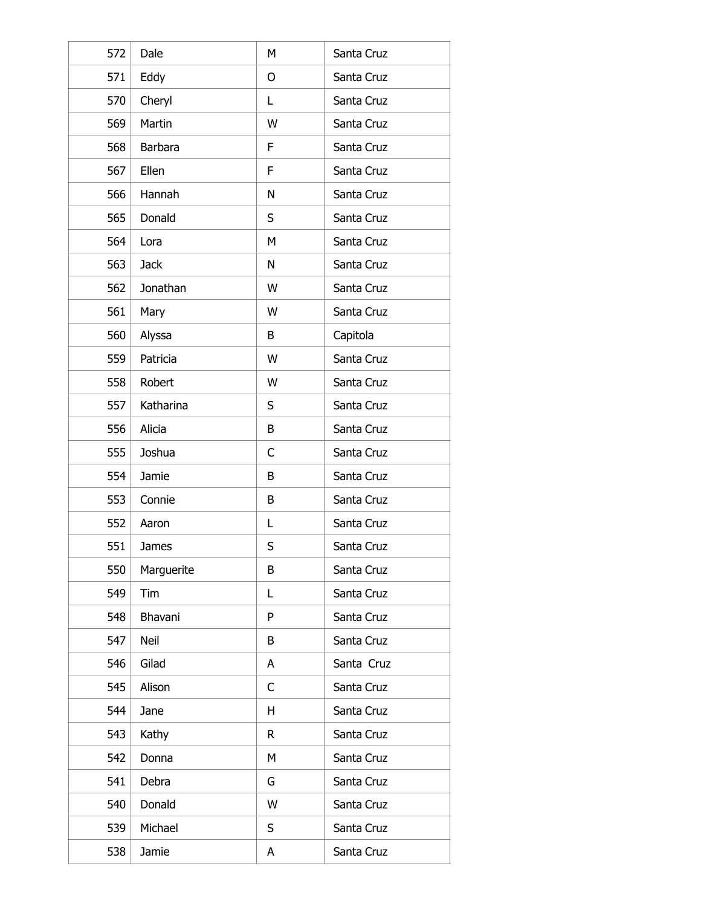| | | | |
|---|---|---|---|
| 572 | Dale | M | Santa Cruz |
| 571 | Eddy | O | Santa Cruz |
| 570 | Cheryl | L | Santa Cruz |
| 569 | Martin | W | Santa Cruz |
| 568 | Barbara | F | Santa Cruz |
| 567 | Ellen | F | Santa Cruz |
| 566 | Hannah | N | Santa Cruz |
| 565 | Donald | S | Santa Cruz |
| 564 | Lora | M | Santa Cruz |
| 563 | Jack | N | Santa Cruz |
| 562 | Jonathan | W | Santa Cruz |
| 561 | Mary | W | Santa Cruz |
| 560 | Alyssa | B | Capitola |
| 559 | Patricia | W | Santa Cruz |
| 558 | Robert | W | Santa Cruz |
| 557 | Katharina | S | Santa Cruz |
| 556 | Alicia | B | Santa Cruz |
| 555 | Joshua | C | Santa Cruz |
| 554 | Jamie | B | Santa Cruz |
| 553 | Connie | B | Santa Cruz |
| 552 | Aaron | L | Santa Cruz |
| 551 | James | S | Santa Cruz |
| 550 | Marguerite | B | Santa Cruz |
| 549 | Tim | L | Santa Cruz |
| 548 | Bhavani | P | Santa Cruz |
| 547 | Neil | B | Santa Cruz |
| 546 | Gilad | A | Santa Cruz |
| 545 | Alison | C | Santa Cruz |
| 544 | Jane | H | Santa Cruz |
| 543 | Kathy | R | Santa Cruz |
| 542 | Donna | M | Santa Cruz |
| 541 | Debra | G | Santa Cruz |
| 540 | Donald | W | Santa Cruz |
| 539 | Michael | S | Santa Cruz |
| 538 | Jamie | A | Santa Cruz |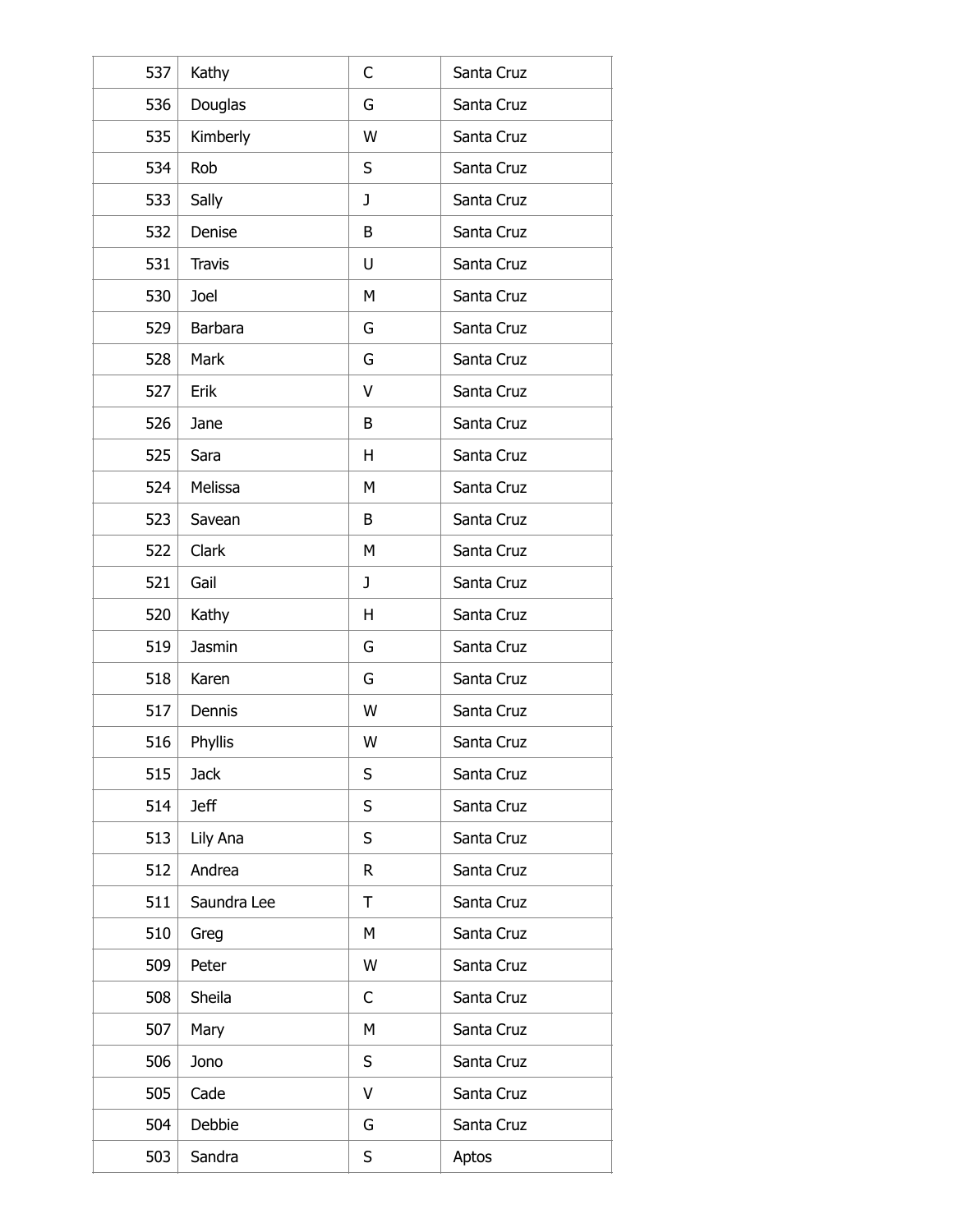| 537 | Kathy | C | Santa Cruz |
|---|---|---|---|
| 536 | Douglas | G | Santa Cruz |
| 535 | Kimberly | W | Santa Cruz |
| 534 | Rob | S | Santa Cruz |
| 533 | Sally | J | Santa Cruz |
| 532 | Denise | B | Santa Cruz |
| 531 | Travis | U | Santa Cruz |
| 530 | Joel | M | Santa Cruz |
| 529 | Barbara | G | Santa Cruz |
| 528 | Mark | G | Santa Cruz |
| 527 | Erik | V | Santa Cruz |
| 526 | Jane | B | Santa Cruz |
| 525 | Sara | H | Santa Cruz |
| 524 | Melissa | M | Santa Cruz |
| 523 | Savean | B | Santa Cruz |
| 522 | Clark | M | Santa Cruz |
| 521 | Gail | J | Santa Cruz |
| 520 | Kathy | H | Santa Cruz |
| 519 | Jasmin | G | Santa Cruz |
| 518 | Karen | G | Santa Cruz |
| 517 | Dennis | W | Santa Cruz |
| 516 | Phyllis | W | Santa Cruz |
| 515 | Jack | S | Santa Cruz |
| 514 | Jeff | S | Santa Cruz |
| 513 | Lily Ana | S | Santa Cruz |
| 512 | Andrea | R | Santa Cruz |
| 511 | Saundra Lee | T | Santa Cruz |
| 510 | Greg | M | Santa Cruz |
| 509 | Peter | W | Santa Cruz |
| 508 | Sheila | C | Santa Cruz |
| 507 | Mary | M | Santa Cruz |
| 506 | Jono | S | Santa Cruz |
| 505 | Cade | V | Santa Cruz |
| 504 | Debbie | G | Santa Cruz |
| 503 | Sandra | S | Aptos |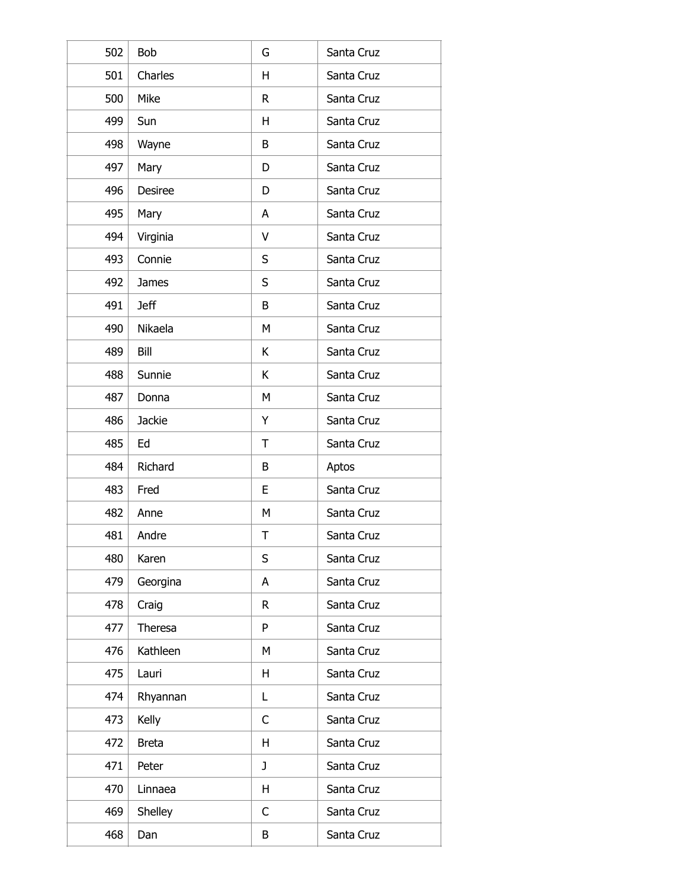| | | | |
|---|---|---|---|
| 502 | Bob | G | Santa Cruz |
| 501 | Charles | H | Santa Cruz |
| 500 | Mike | R | Santa Cruz |
| 499 | Sun | H | Santa Cruz |
| 498 | Wayne | B | Santa Cruz |
| 497 | Mary | D | Santa Cruz |
| 496 | Desiree | D | Santa Cruz |
| 495 | Mary | A | Santa Cruz |
| 494 | Virginia | V | Santa Cruz |
| 493 | Connie | S | Santa Cruz |
| 492 | James | S | Santa Cruz |
| 491 | Jeff | B | Santa Cruz |
| 490 | Nikaela | M | Santa Cruz |
| 489 | Bill | K | Santa Cruz |
| 488 | Sunnie | K | Santa Cruz |
| 487 | Donna | M | Santa Cruz |
| 486 | Jackie | Y | Santa Cruz |
| 485 | Ed | T | Santa Cruz |
| 484 | Richard | B | Aptos |
| 483 | Fred | E | Santa Cruz |
| 482 | Anne | M | Santa Cruz |
| 481 | Andre | T | Santa Cruz |
| 480 | Karen | S | Santa Cruz |
| 479 | Georgina | A | Santa Cruz |
| 478 | Craig | R | Santa Cruz |
| 477 | Theresa | P | Santa Cruz |
| 476 | Kathleen | M | Santa Cruz |
| 475 | Lauri | H | Santa Cruz |
| 474 | Rhyannan | L | Santa Cruz |
| 473 | Kelly | C | Santa Cruz |
| 472 | Breta | H | Santa Cruz |
| 471 | Peter | J | Santa Cruz |
| 470 | Linnaea | H | Santa Cruz |
| 469 | Shelley | C | Santa Cruz |
| 468 | Dan | B | Santa Cruz |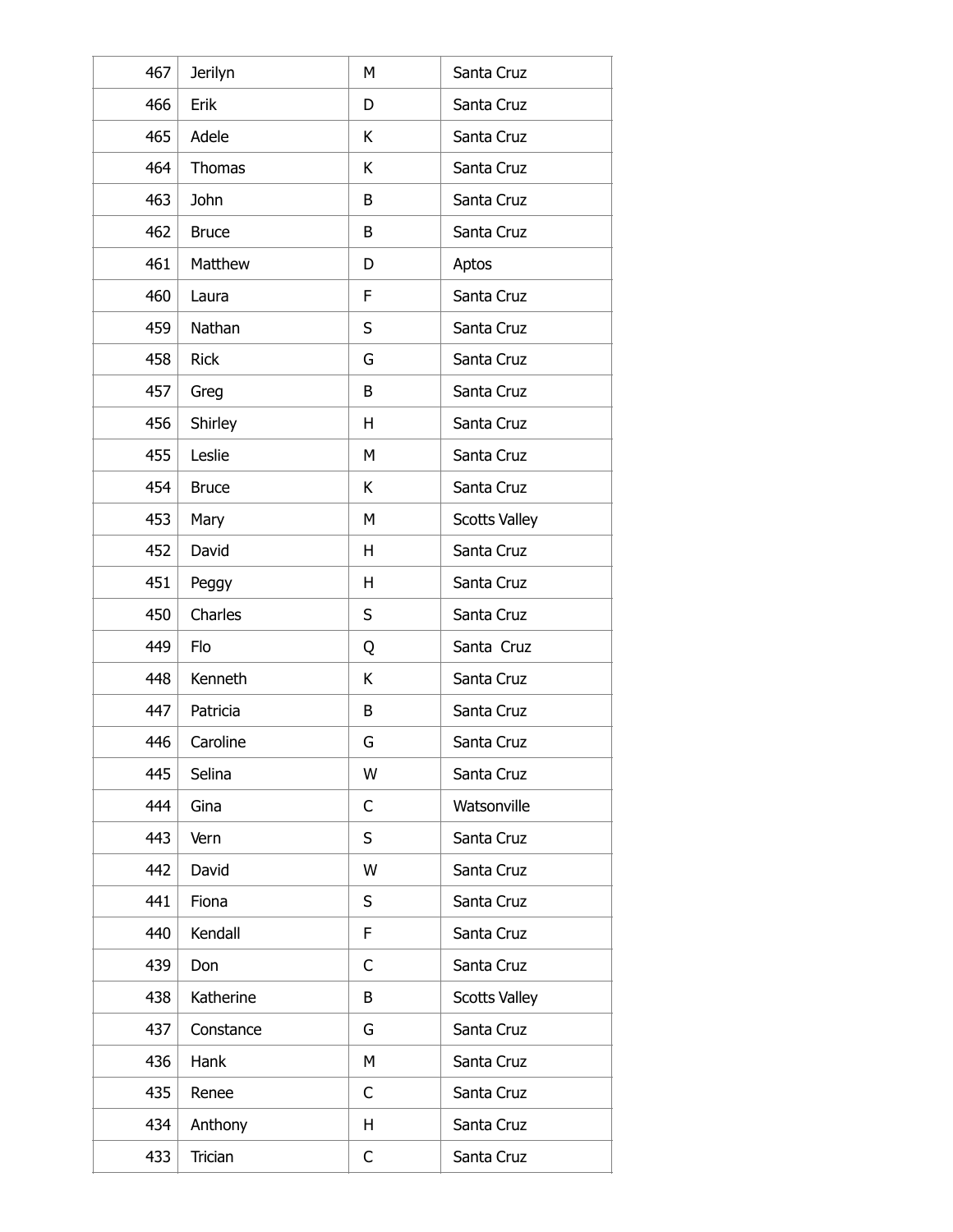| 467 | Jerilyn | M | Santa Cruz |
| --- | --- | --- | --- |
| 466 | Erik | D | Santa Cruz |
| 465 | Adele | K | Santa Cruz |
| 464 | Thomas | K | Santa Cruz |
| 463 | John | B | Santa Cruz |
| 462 | Bruce | B | Santa Cruz |
| 461 | Matthew | D | Aptos |
| 460 | Laura | F | Santa Cruz |
| 459 | Nathan | S | Santa Cruz |
| 458 | Rick | G | Santa Cruz |
| 457 | Greg | B | Santa Cruz |
| 456 | Shirley | H | Santa Cruz |
| 455 | Leslie | M | Santa Cruz |
| 454 | Bruce | K | Santa Cruz |
| 453 | Mary | M | Scotts Valley |
| 452 | David | H | Santa Cruz |
| 451 | Peggy | H | Santa Cruz |
| 450 | Charles | S | Santa Cruz |
| 449 | Flo | Q | Santa  Cruz |
| 448 | Kenneth | K | Santa Cruz |
| 447 | Patricia | B | Santa Cruz |
| 446 | Caroline | G | Santa Cruz |
| 445 | Selina | W | Santa Cruz |
| 444 | Gina | C | Watsonville |
| 443 | Vern | S | Santa Cruz |
| 442 | David | W | Santa Cruz |
| 441 | Fiona | S | Santa Cruz |
| 440 | Kendall | F | Santa Cruz |
| 439 | Don | C | Santa Cruz |
| 438 | Katherine | B | Scotts Valley |
| 437 | Constance | G | Santa Cruz |
| 436 | Hank | M | Santa Cruz |
| 435 | Renee | C | Santa Cruz |
| 434 | Anthony | H | Santa Cruz |
| 433 | Trician | C | Santa Cruz |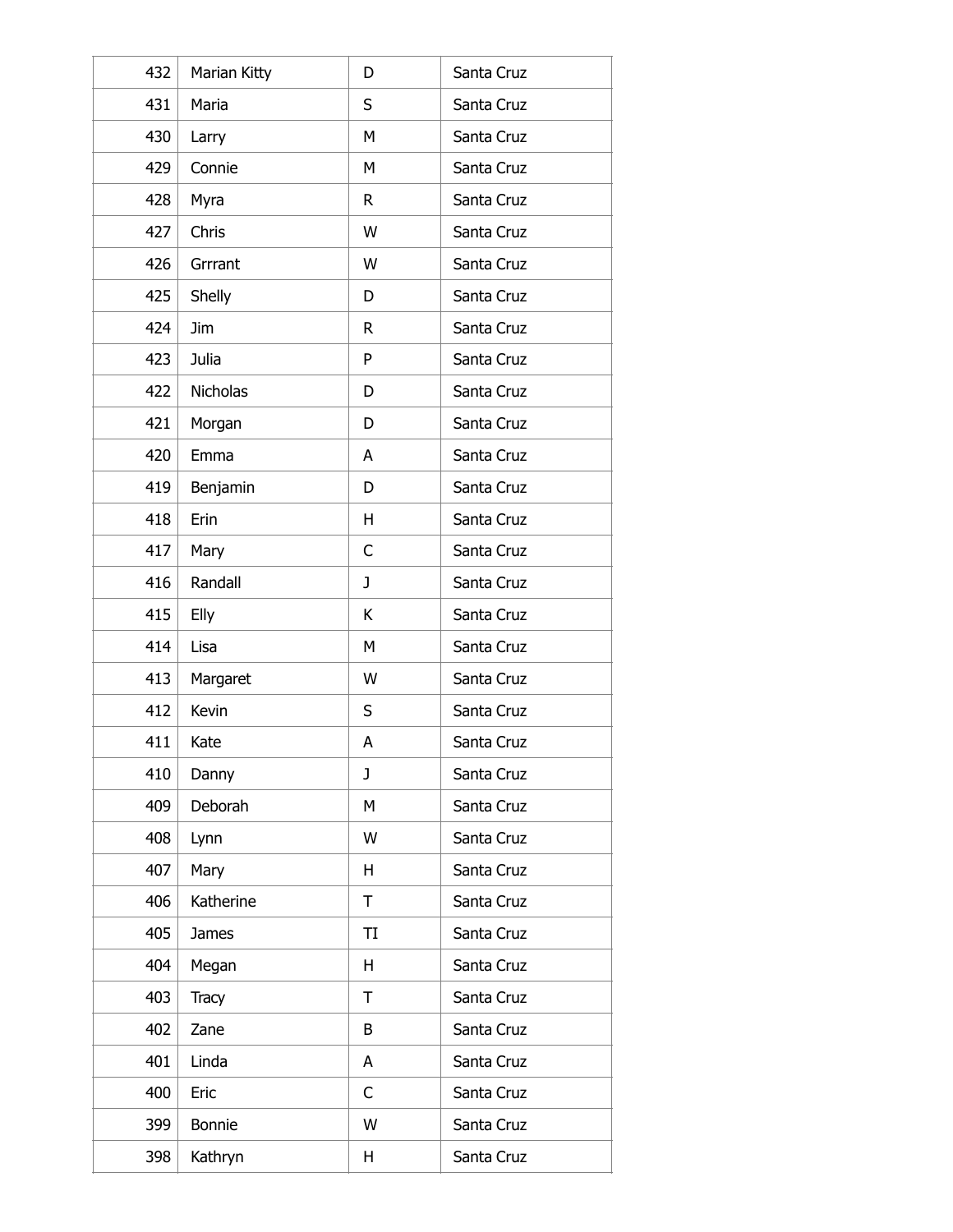| 432 | Marian Kitty | D | Santa Cruz |
|---|---|---|---|
| 431 | Maria | S | Santa Cruz |
| 430 | Larry | M | Santa Cruz |
| 429 | Connie | M | Santa Cruz |
| 428 | Myra | R | Santa Cruz |
| 427 | Chris | W | Santa Cruz |
| 426 | Grrrant | W | Santa Cruz |
| 425 | Shelly | D | Santa Cruz |
| 424 | Jim | R | Santa Cruz |
| 423 | Julia | P | Santa Cruz |
| 422 | Nicholas | D | Santa Cruz |
| 421 | Morgan | D | Santa Cruz |
| 420 | Emma | A | Santa Cruz |
| 419 | Benjamin | D | Santa Cruz |
| 418 | Erin | H | Santa Cruz |
| 417 | Mary | C | Santa Cruz |
| 416 | Randall | J | Santa Cruz |
| 415 | Elly | K | Santa Cruz |
| 414 | Lisa | M | Santa Cruz |
| 413 | Margaret | W | Santa Cruz |
| 412 | Kevin | S | Santa Cruz |
| 411 | Kate | A | Santa Cruz |
| 410 | Danny | J | Santa Cruz |
| 409 | Deborah | M | Santa Cruz |
| 408 | Lynn | W | Santa Cruz |
| 407 | Mary | H | Santa Cruz |
| 406 | Katherine | T | Santa Cruz |
| 405 | James | TI | Santa Cruz |
| 404 | Megan | H | Santa Cruz |
| 403 | Tracy | T | Santa Cruz |
| 402 | Zane | B | Santa Cruz |
| 401 | Linda | A | Santa Cruz |
| 400 | Eric | C | Santa Cruz |
| 399 | Bonnie | W | Santa Cruz |
| 398 | Kathryn | H | Santa Cruz |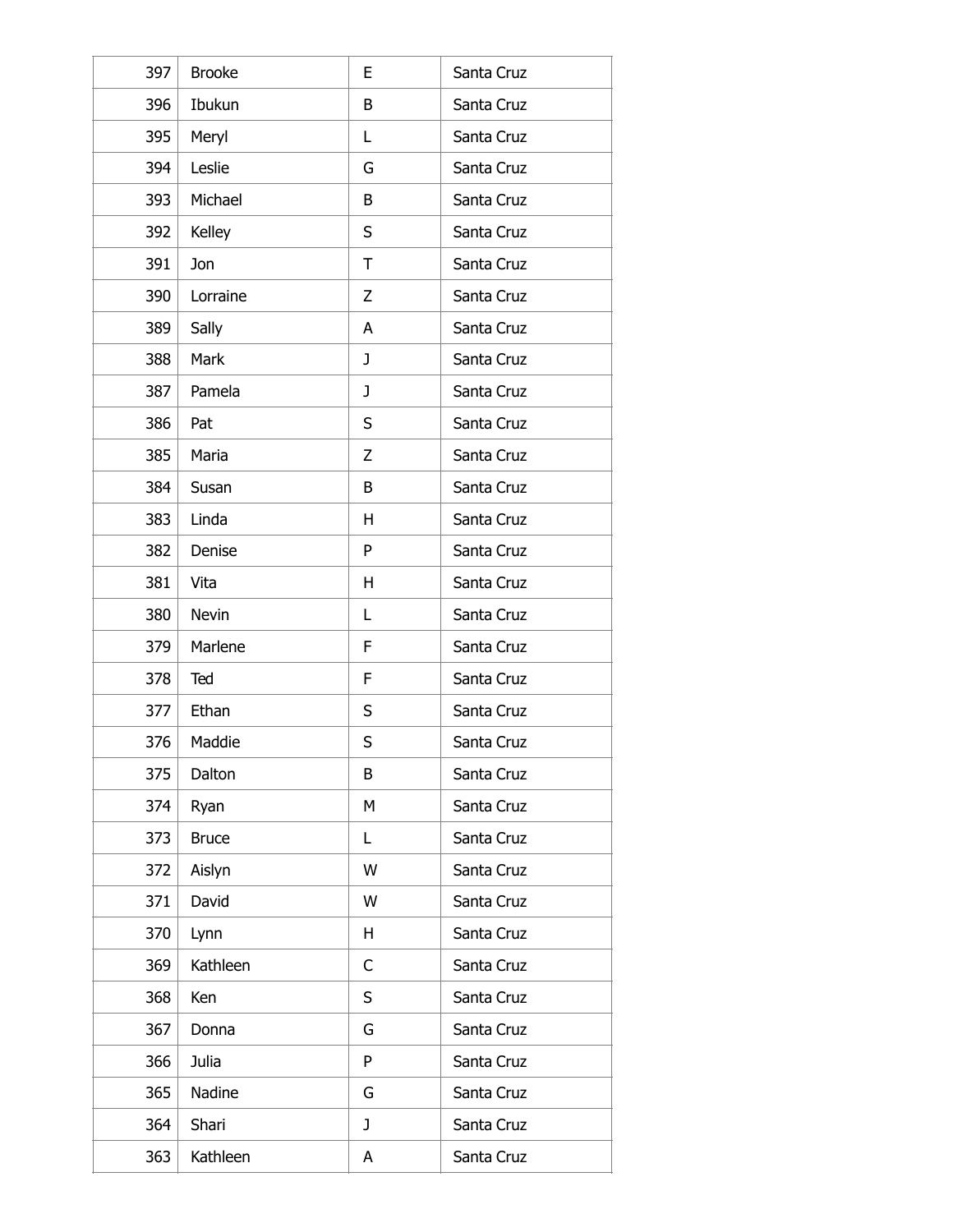| 397 | Brooke | E | Santa Cruz |
|---|---|---|---|
| 396 | Ibukun | B | Santa Cruz |
| 395 | Meryl | L | Santa Cruz |
| 394 | Leslie | G | Santa Cruz |
| 393 | Michael | B | Santa Cruz |
| 392 | Kelley | S | Santa Cruz |
| 391 | Jon | T | Santa Cruz |
| 390 | Lorraine | Z | Santa Cruz |
| 389 | Sally | A | Santa Cruz |
| 388 | Mark | J | Santa Cruz |
| 387 | Pamela | J | Santa Cruz |
| 386 | Pat | S | Santa Cruz |
| 385 | Maria | Z | Santa Cruz |
| 384 | Susan | B | Santa Cruz |
| 383 | Linda | H | Santa Cruz |
| 382 | Denise | P | Santa Cruz |
| 381 | Vita | H | Santa Cruz |
| 380 | Nevin | L | Santa Cruz |
| 379 | Marlene | F | Santa Cruz |
| 378 | Ted | F | Santa Cruz |
| 377 | Ethan | S | Santa Cruz |
| 376 | Maddie | S | Santa Cruz |
| 375 | Dalton | B | Santa Cruz |
| 374 | Ryan | M | Santa Cruz |
| 373 | Bruce | L | Santa Cruz |
| 372 | Aislyn | W | Santa Cruz |
| 371 | David | W | Santa Cruz |
| 370 | Lynn | H | Santa Cruz |
| 369 | Kathleen | C | Santa Cruz |
| 368 | Ken | S | Santa Cruz |
| 367 | Donna | G | Santa Cruz |
| 366 | Julia | P | Santa Cruz |
| 365 | Nadine | G | Santa Cruz |
| 364 | Shari | J | Santa Cruz |
| 363 | Kathleen | A | Santa Cruz |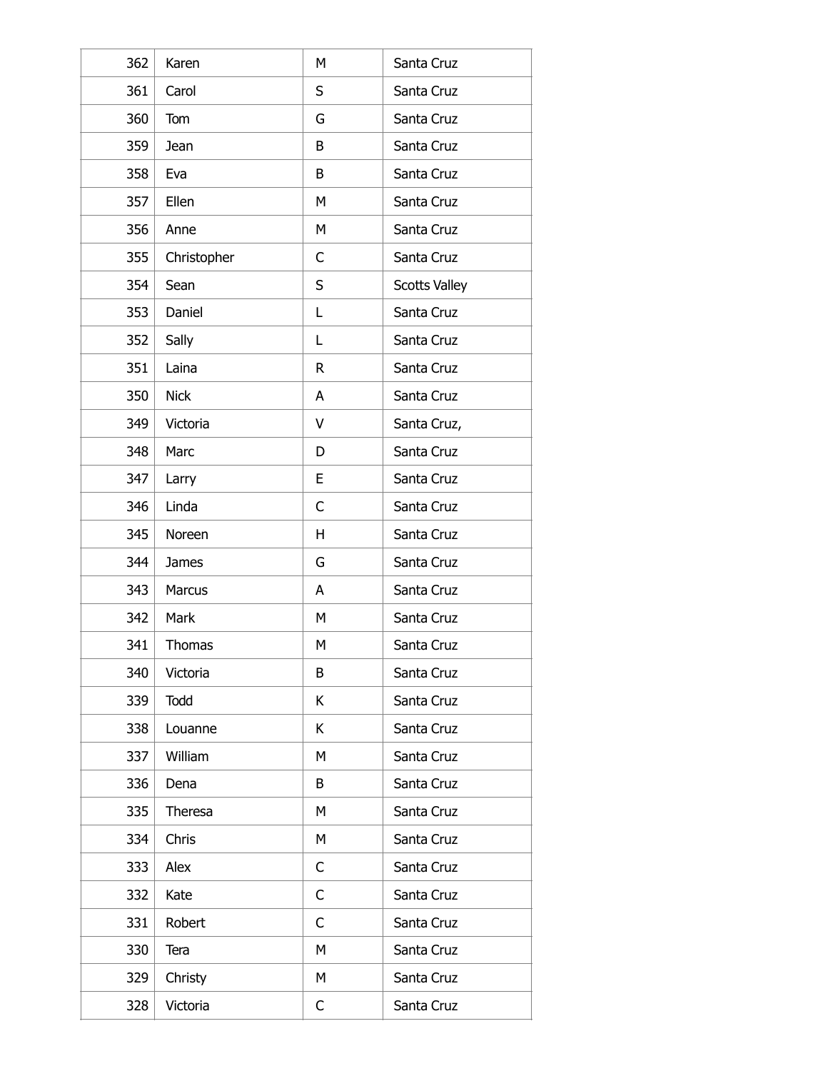| | | | |
|---|---|---|---|
| 362 | Karen | M | Santa Cruz |
| 361 | Carol | S | Santa Cruz |
| 360 | Tom | G | Santa Cruz |
| 359 | Jean | B | Santa Cruz |
| 358 | Eva | B | Santa Cruz |
| 357 | Ellen | M | Santa Cruz |
| 356 | Anne | M | Santa Cruz |
| 355 | Christopher | C | Santa Cruz |
| 354 | Sean | S | Scotts Valley |
| 353 | Daniel | L | Santa Cruz |
| 352 | Sally | L | Santa Cruz |
| 351 | Laina | R | Santa Cruz |
| 350 | Nick | A | Santa Cruz |
| 349 | Victoria | V | Santa Cruz, |
| 348 | Marc | D | Santa Cruz |
| 347 | Larry | E | Santa Cruz |
| 346 | Linda | C | Santa Cruz |
| 345 | Noreen | H | Santa Cruz |
| 344 | James | G | Santa Cruz |
| 343 | Marcus | A | Santa Cruz |
| 342 | Mark | M | Santa Cruz |
| 341 | Thomas | M | Santa Cruz |
| 340 | Victoria | B | Santa Cruz |
| 339 | Todd | K | Santa Cruz |
| 338 | Louanne | K | Santa Cruz |
| 337 | William | M | Santa Cruz |
| 336 | Dena | B | Santa Cruz |
| 335 | Theresa | M | Santa Cruz |
| 334 | Chris | M | Santa Cruz |
| 333 | Alex | C | Santa Cruz |
| 332 | Kate | C | Santa Cruz |
| 331 | Robert | C | Santa Cruz |
| 330 | Tera | M | Santa Cruz |
| 329 | Christy | M | Santa Cruz |
| 328 | Victoria | C | Santa Cruz |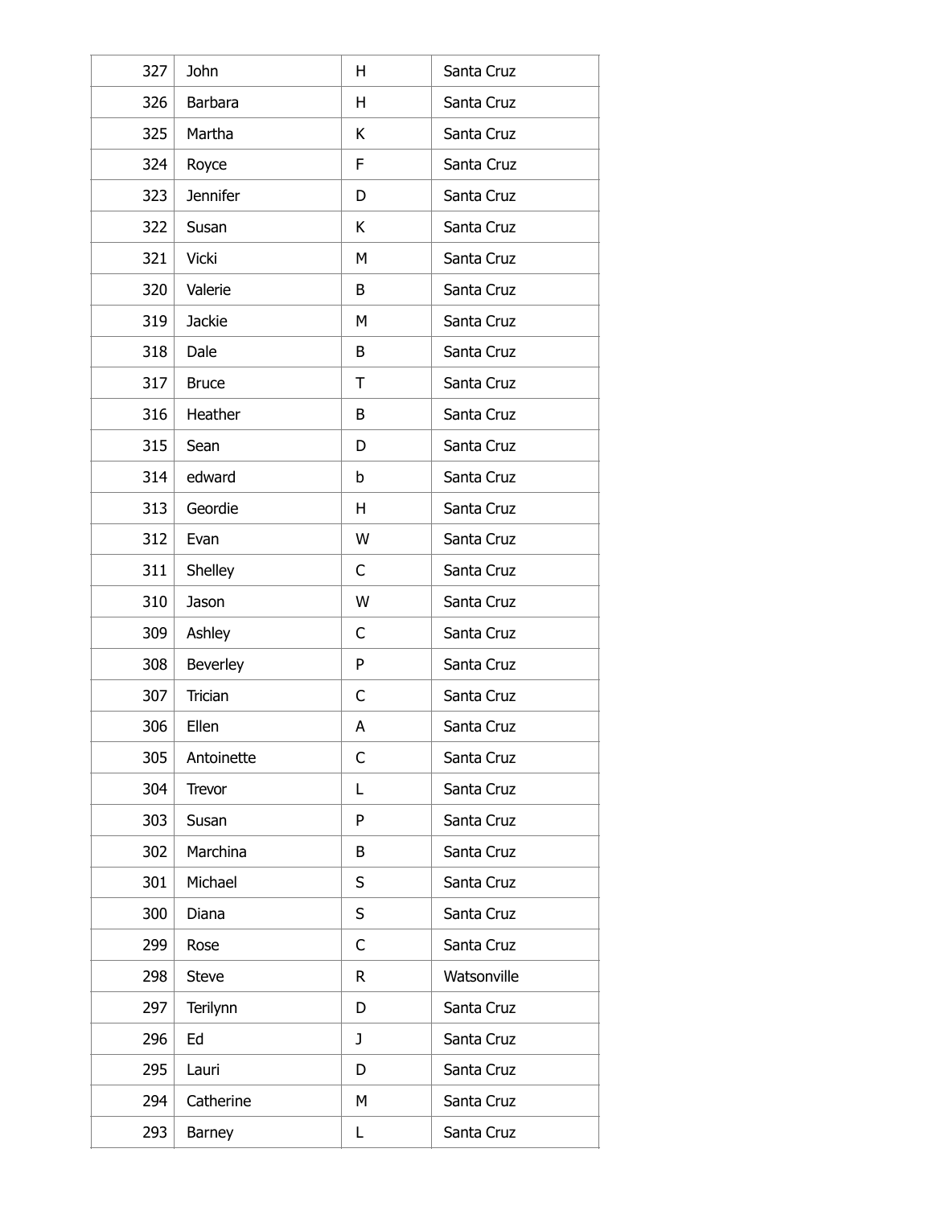| | | | |
|---|---|---|---|
| 327 | John | H | Santa Cruz |
| 326 | Barbara | H | Santa Cruz |
| 325 | Martha | K | Santa Cruz |
| 324 | Royce | F | Santa Cruz |
| 323 | Jennifer | D | Santa Cruz |
| 322 | Susan | K | Santa Cruz |
| 321 | Vicki | M | Santa Cruz |
| 320 | Valerie | B | Santa Cruz |
| 319 | Jackie | M | Santa Cruz |
| 318 | Dale | B | Santa Cruz |
| 317 | Bruce | T | Santa Cruz |
| 316 | Heather | B | Santa Cruz |
| 315 | Sean | D | Santa Cruz |
| 314 | edward | b | Santa Cruz |
| 313 | Geordie | H | Santa Cruz |
| 312 | Evan | W | Santa Cruz |
| 311 | Shelley | C | Santa Cruz |
| 310 | Jason | W | Santa Cruz |
| 309 | Ashley | C | Santa Cruz |
| 308 | Beverley | P | Santa Cruz |
| 307 | Trician | C | Santa Cruz |
| 306 | Ellen | A | Santa Cruz |
| 305 | Antoinette | C | Santa Cruz |
| 304 | Trevor | L | Santa Cruz |
| 303 | Susan | P | Santa Cruz |
| 302 | Marchina | B | Santa Cruz |
| 301 | Michael | S | Santa Cruz |
| 300 | Diana | S | Santa Cruz |
| 299 | Rose | C | Santa Cruz |
| 298 | Steve | R | Watsonville |
| 297 | Terilynn | D | Santa Cruz |
| 296 | Ed | J | Santa Cruz |
| 295 | Lauri | D | Santa Cruz |
| 294 | Catherine | M | Santa Cruz |
| 293 | Barney | L | Santa Cruz |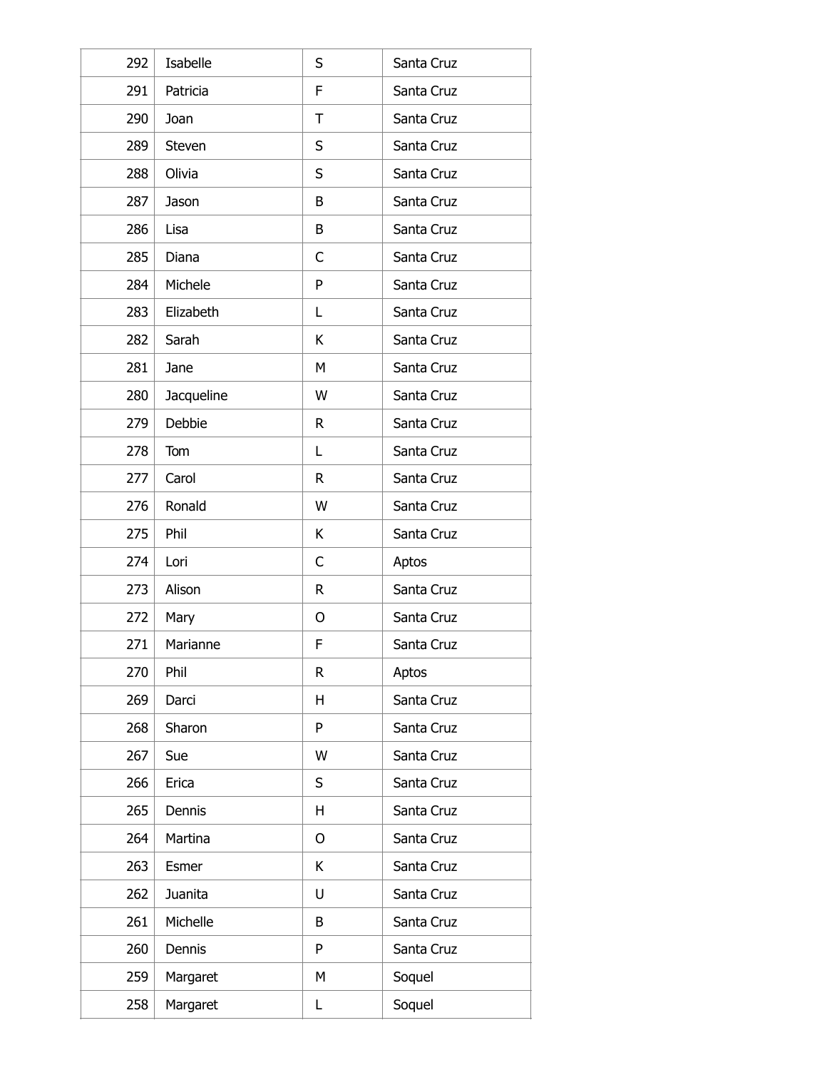| | | | |
|---|---|---|---|
| 292 | Isabelle | S | Santa Cruz |
| 291 | Patricia | F | Santa Cruz |
| 290 | Joan | T | Santa Cruz |
| 289 | Steven | S | Santa Cruz |
| 288 | Olivia | S | Santa Cruz |
| 287 | Jason | B | Santa Cruz |
| 286 | Lisa | B | Santa Cruz |
| 285 | Diana | C | Santa Cruz |
| 284 | Michele | P | Santa Cruz |
| 283 | Elizabeth | L | Santa Cruz |
| 282 | Sarah | K | Santa Cruz |
| 281 | Jane | M | Santa Cruz |
| 280 | Jacqueline | W | Santa Cruz |
| 279 | Debbie | R | Santa Cruz |
| 278 | Tom | L | Santa Cruz |
| 277 | Carol | R | Santa Cruz |
| 276 | Ronald | W | Santa Cruz |
| 275 | Phil | K | Santa Cruz |
| 274 | Lori | C | Aptos |
| 273 | Alison | R | Santa Cruz |
| 272 | Mary | O | Santa Cruz |
| 271 | Marianne | F | Santa Cruz |
| 270 | Phil | R | Aptos |
| 269 | Darci | H | Santa Cruz |
| 268 | Sharon | P | Santa Cruz |
| 267 | Sue | W | Santa Cruz |
| 266 | Erica | S | Santa Cruz |
| 265 | Dennis | H | Santa Cruz |
| 264 | Martina | O | Santa Cruz |
| 263 | Esmer | K | Santa Cruz |
| 262 | Juanita | U | Santa Cruz |
| 261 | Michelle | B | Santa Cruz |
| 260 | Dennis | P | Santa Cruz |
| 259 | Margaret | M | Soquel |
| 258 | Margaret | L | Soquel |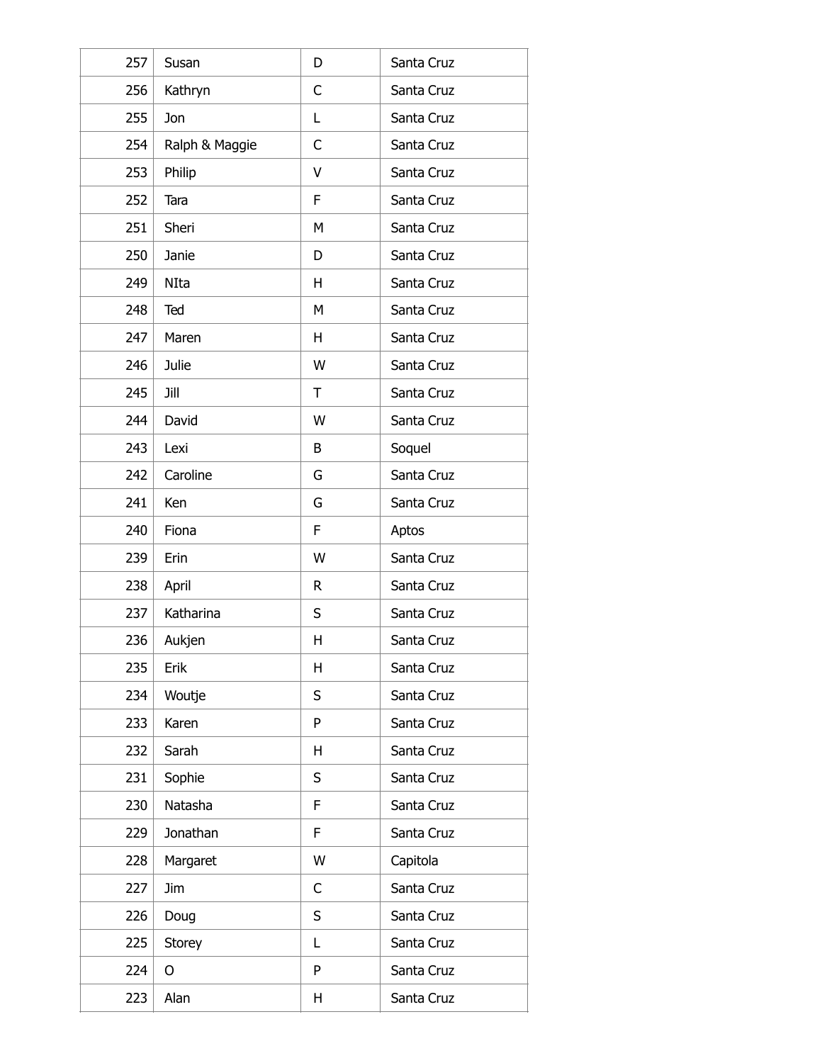| | | | |
|---|---|---|---|
| 257 | Susan | D | Santa Cruz |
| 256 | Kathryn | C | Santa Cruz |
| 255 | Jon | L | Santa Cruz |
| 254 | Ralph & Maggie | C | Santa Cruz |
| 253 | Philip | V | Santa Cruz |
| 252 | Tara | F | Santa Cruz |
| 251 | Sheri | M | Santa Cruz |
| 250 | Janie | D | Santa Cruz |
| 249 | NIta | H | Santa Cruz |
| 248 | Ted | M | Santa Cruz |
| 247 | Maren | H | Santa Cruz |
| 246 | Julie | W | Santa Cruz |
| 245 | Jill | T | Santa Cruz |
| 244 | David | W | Santa Cruz |
| 243 | Lexi | B | Soquel |
| 242 | Caroline | G | Santa Cruz |
| 241 | Ken | G | Santa Cruz |
| 240 | Fiona | F | Aptos |
| 239 | Erin | W | Santa Cruz |
| 238 | April | R | Santa Cruz |
| 237 | Katharina | S | Santa Cruz |
| 236 | Aukjen | H | Santa Cruz |
| 235 | Erik | H | Santa Cruz |
| 234 | Woutje | S | Santa Cruz |
| 233 | Karen | P | Santa Cruz |
| 232 | Sarah | H | Santa Cruz |
| 231 | Sophie | S | Santa Cruz |
| 230 | Natasha | F | Santa Cruz |
| 229 | Jonathan | F | Santa Cruz |
| 228 | Margaret | W | Capitola |
| 227 | Jim | C | Santa Cruz |
| 226 | Doug | S | Santa Cruz |
| 225 | Storey | L | Santa Cruz |
| 224 | O | P | Santa Cruz |
| 223 | Alan | H | Santa Cruz |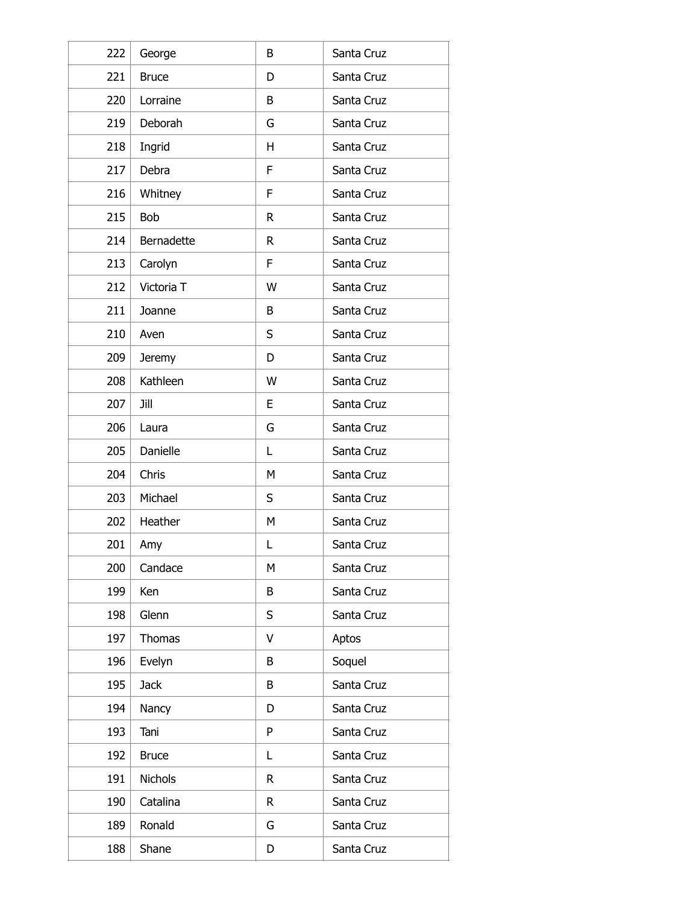| 222 | George | B | Santa Cruz |
|---|---|---|---|
| 221 | Bruce | D | Santa Cruz |
| 220 | Lorraine | B | Santa Cruz |
| 219 | Deborah | G | Santa Cruz |
| 218 | Ingrid | H | Santa Cruz |
| 217 | Debra | F | Santa Cruz |
| 216 | Whitney | F | Santa Cruz |
| 215 | Bob | R | Santa Cruz |
| 214 | Bernadette | R | Santa Cruz |
| 213 | Carolyn | F | Santa Cruz |
| 212 | Victoria T | W | Santa Cruz |
| 211 | Joanne | B | Santa Cruz |
| 210 | Aven | S | Santa Cruz |
| 209 | Jeremy | D | Santa Cruz |
| 208 | Kathleen | W | Santa Cruz |
| 207 | Jill | E | Santa Cruz |
| 206 | Laura | G | Santa Cruz |
| 205 | Danielle | L | Santa Cruz |
| 204 | Chris | M | Santa Cruz |
| 203 | Michael | S | Santa Cruz |
| 202 | Heather | M | Santa Cruz |
| 201 | Amy | L | Santa Cruz |
| 200 | Candace | M | Santa Cruz |
| 199 | Ken | B | Santa Cruz |
| 198 | Glenn | S | Santa Cruz |
| 197 | Thomas | V | Aptos |
| 196 | Evelyn | B | Soquel |
| 195 | Jack | B | Santa Cruz |
| 194 | Nancy | D | Santa Cruz |
| 193 | Tani | P | Santa Cruz |
| 192 | Bruce | L | Santa Cruz |
| 191 | Nichols | R | Santa Cruz |
| 190 | Catalina | R | Santa Cruz |
| 189 | Ronald | G | Santa Cruz |
| 188 | Shane | D | Santa Cruz |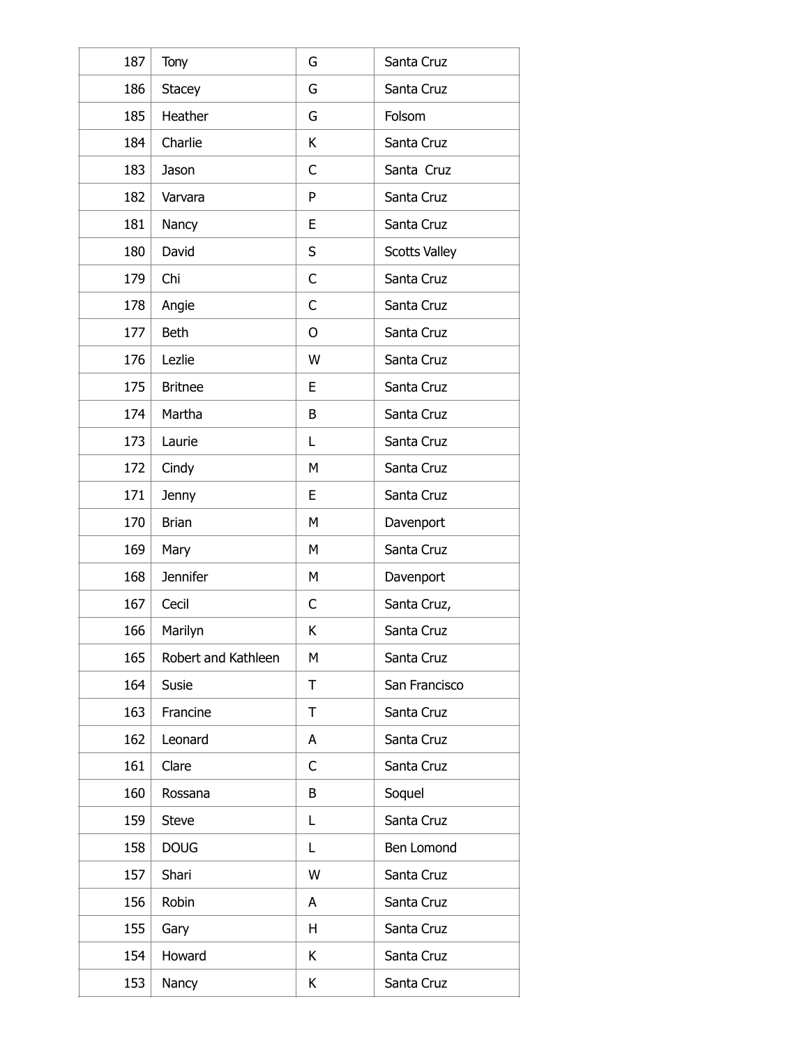| | | | |
|---|---|---|---|
| 187 | Tony | G | Santa Cruz |
| 186 | Stacey | G | Santa Cruz |
| 185 | Heather | G | Folsom |
| 184 | Charlie | K | Santa Cruz |
| 183 | Jason | C | Santa  Cruz |
| 182 | Varvara | P | Santa Cruz |
| 181 | Nancy | E | Santa Cruz |
| 180 | David | S | Scotts Valley |
| 179 | Chi | C | Santa Cruz |
| 178 | Angie | C | Santa Cruz |
| 177 | Beth | O | Santa Cruz |
| 176 | Lezlie | W | Santa Cruz |
| 175 | Britnee | E | Santa Cruz |
| 174 | Martha | B | Santa Cruz |
| 173 | Laurie | L | Santa Cruz |
| 172 | Cindy | M | Santa Cruz |
| 171 | Jenny | E | Santa Cruz |
| 170 | Brian | M | Davenport |
| 169 | Mary | M | Santa Cruz |
| 168 | Jennifer | M | Davenport |
| 167 | Cecil | C | Santa Cruz, |
| 166 | Marilyn | K | Santa Cruz |
| 165 | Robert and Kathleen | M | Santa Cruz |
| 164 | Susie | T | San Francisco |
| 163 | Francine | T | Santa Cruz |
| 162 | Leonard | A | Santa Cruz |
| 161 | Clare | C | Santa Cruz |
| 160 | Rossana | B | Soquel |
| 159 | Steve | L | Santa Cruz |
| 158 | DOUG | L | Ben Lomond |
| 157 | Shari | W | Santa Cruz |
| 156 | Robin | A | Santa Cruz |
| 155 | Gary | H | Santa Cruz |
| 154 | Howard | K | Santa Cruz |
| 153 | Nancy | K | Santa Cruz |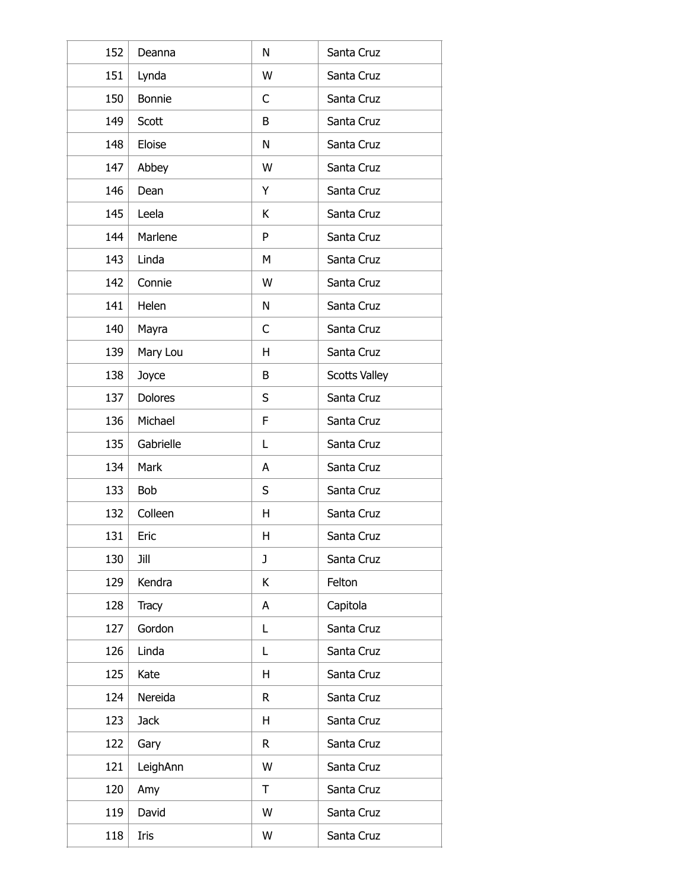| 152 | Deanna | N | Santa Cruz |
|---|---|---|---|
| 151 | Lynda | W | Santa Cruz |
| 150 | Bonnie | C | Santa Cruz |
| 149 | Scott | B | Santa Cruz |
| 148 | Eloise | N | Santa Cruz |
| 147 | Abbey | W | Santa Cruz |
| 146 | Dean | Y | Santa Cruz |
| 145 | Leela | K | Santa Cruz |
| 144 | Marlene | P | Santa Cruz |
| 143 | Linda | M | Santa Cruz |
| 142 | Connie | W | Santa Cruz |
| 141 | Helen | N | Santa Cruz |
| 140 | Mayra | C | Santa Cruz |
| 139 | Mary Lou | H | Santa Cruz |
| 138 | Joyce | B | Scotts Valley |
| 137 | Dolores | S | Santa Cruz |
| 136 | Michael | F | Santa Cruz |
| 135 | Gabrielle | L | Santa Cruz |
| 134 | Mark | A | Santa Cruz |
| 133 | Bob | S | Santa Cruz |
| 132 | Colleen | H | Santa Cruz |
| 131 | Eric | H | Santa Cruz |
| 130 | Jill | J | Santa Cruz |
| 129 | Kendra | K | Felton |
| 128 | Tracy | A | Capitola |
| 127 | Gordon | L | Santa Cruz |
| 126 | Linda | L | Santa Cruz |
| 125 | Kate | H | Santa Cruz |
| 124 | Nereida | R | Santa Cruz |
| 123 | Jack | H | Santa Cruz |
| 122 | Gary | R | Santa Cruz |
| 121 | LeighAnn | W | Santa Cruz |
| 120 | Amy | T | Santa Cruz |
| 119 | David | W | Santa Cruz |
| 118 | Iris | W | Santa Cruz |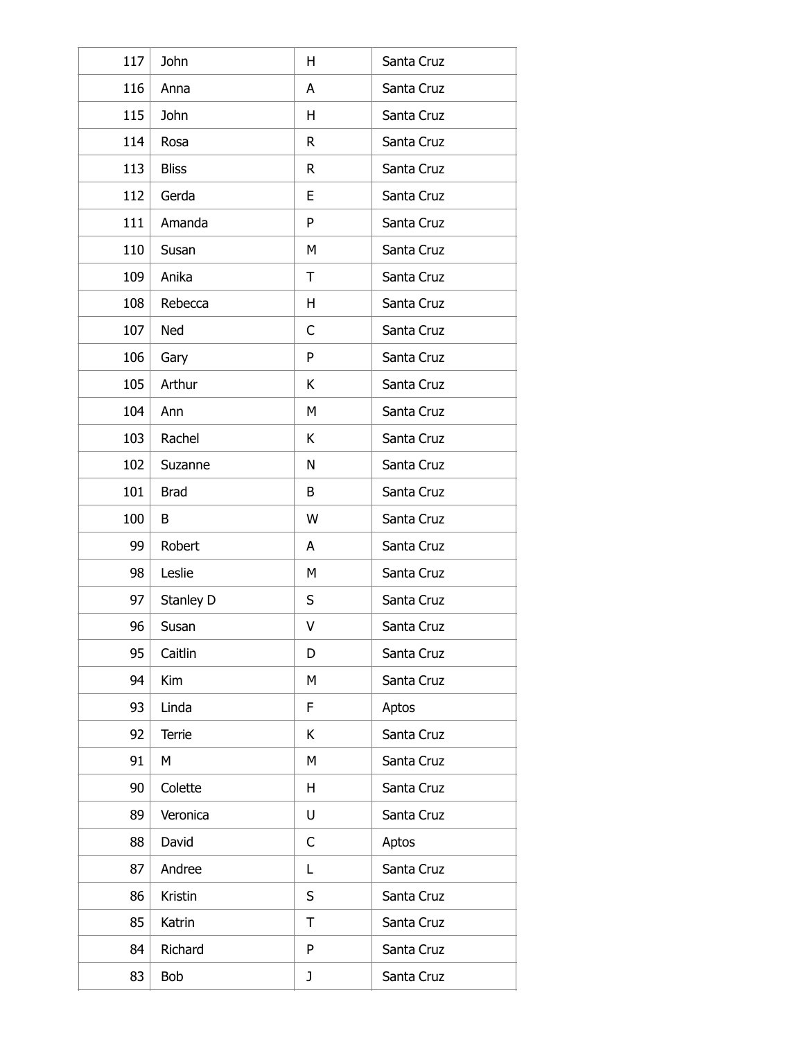| | | | |
|---|---|---|---|
| 117 | John | H | Santa Cruz |
| 116 | Anna | A | Santa Cruz |
| 115 | John | H | Santa Cruz |
| 114 | Rosa | R | Santa Cruz |
| 113 | Bliss | R | Santa Cruz |
| 112 | Gerda | E | Santa Cruz |
| 111 | Amanda | P | Santa Cruz |
| 110 | Susan | M | Santa Cruz |
| 109 | Anika | T | Santa Cruz |
| 108 | Rebecca | H | Santa Cruz |
| 107 | Ned | C | Santa Cruz |
| 106 | Gary | P | Santa Cruz |
| 105 | Arthur | K | Santa Cruz |
| 104 | Ann | M | Santa Cruz |
| 103 | Rachel | K | Santa Cruz |
| 102 | Suzanne | N | Santa Cruz |
| 101 | Brad | B | Santa Cruz |
| 100 | B | W | Santa Cruz |
| 99 | Robert | A | Santa Cruz |
| 98 | Leslie | M | Santa Cruz |
| 97 | Stanley D | S | Santa Cruz |
| 96 | Susan | V | Santa Cruz |
| 95 | Caitlin | D | Santa Cruz |
| 94 | Kim | M | Santa Cruz |
| 93 | Linda | F | Aptos |
| 92 | Terrie | K | Santa Cruz |
| 91 | M | M | Santa Cruz |
| 90 | Colette | H | Santa Cruz |
| 89 | Veronica | U | Santa Cruz |
| 88 | David | C | Aptos |
| 87 | Andree | L | Santa Cruz |
| 86 | Kristin | S | Santa Cruz |
| 85 | Katrin | T | Santa Cruz |
| 84 | Richard | P | Santa Cruz |
| 83 | Bob | J | Santa Cruz |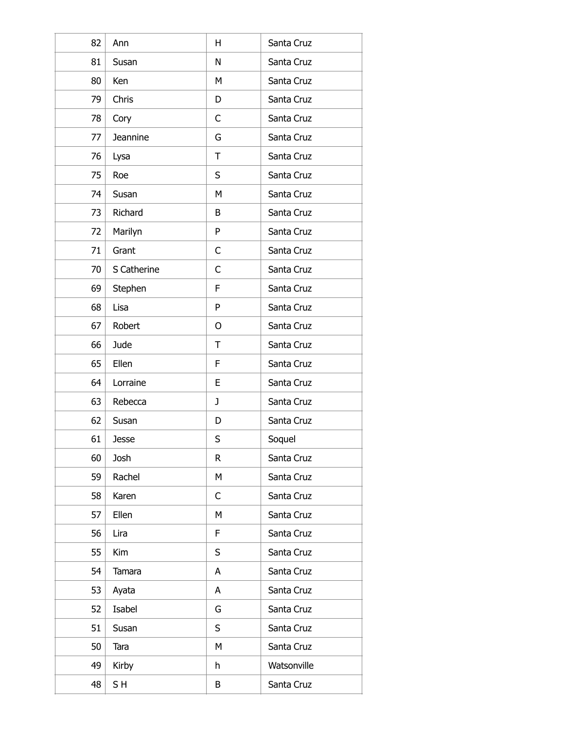| | | | |
|---|---|---|---|
| 82 | Ann | H | Santa Cruz |
| 81 | Susan | N | Santa Cruz |
| 80 | Ken | M | Santa Cruz |
| 79 | Chris | D | Santa Cruz |
| 78 | Cory | C | Santa Cruz |
| 77 | Jeannine | G | Santa Cruz |
| 76 | Lysa | T | Santa Cruz |
| 75 | Roe | S | Santa Cruz |
| 74 | Susan | M | Santa Cruz |
| 73 | Richard | B | Santa Cruz |
| 72 | Marilyn | P | Santa Cruz |
| 71 | Grant | C | Santa Cruz |
| 70 | S Catherine | C | Santa Cruz |
| 69 | Stephen | F | Santa Cruz |
| 68 | Lisa | P | Santa Cruz |
| 67 | Robert | O | Santa Cruz |
| 66 | Jude | T | Santa Cruz |
| 65 | Ellen | F | Santa Cruz |
| 64 | Lorraine | E | Santa Cruz |
| 63 | Rebecca | J | Santa Cruz |
| 62 | Susan | D | Santa Cruz |
| 61 | Jesse | S | Soquel |
| 60 | Josh | R | Santa Cruz |
| 59 | Rachel | M | Santa Cruz |
| 58 | Karen | C | Santa Cruz |
| 57 | Ellen | M | Santa Cruz |
| 56 | Lira | F | Santa Cruz |
| 55 | Kim | S | Santa Cruz |
| 54 | Tamara | A | Santa Cruz |
| 53 | Ayata | A | Santa Cruz |
| 52 | Isabel | G | Santa Cruz |
| 51 | Susan | S | Santa Cruz |
| 50 | Tara | M | Santa Cruz |
| 49 | Kirby | h | Watsonville |
| 48 | S H | B | Santa Cruz |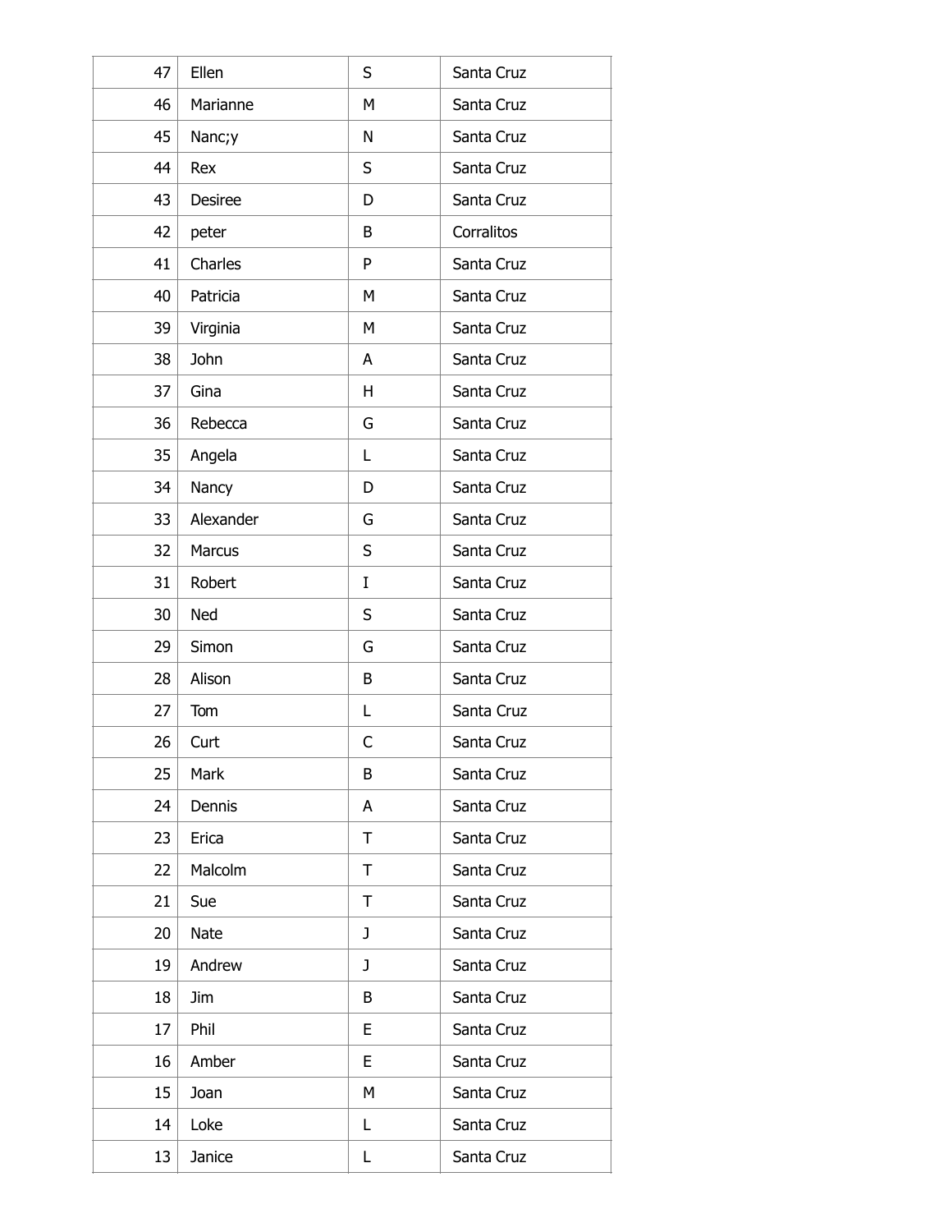| | | | |
|---|---|---|---|
| 47 | Ellen | S | Santa Cruz |
| 46 | Marianne | M | Santa Cruz |
| 45 | Nanc;y | N | Santa Cruz |
| 44 | Rex | S | Santa Cruz |
| 43 | Desiree | D | Santa Cruz |
| 42 | peter | B | Corralitos |
| 41 | Charles | P | Santa Cruz |
| 40 | Patricia | M | Santa Cruz |
| 39 | Virginia | M | Santa Cruz |
| 38 | John | A | Santa Cruz |
| 37 | Gina | H | Santa Cruz |
| 36 | Rebecca | G | Santa Cruz |
| 35 | Angela | L | Santa Cruz |
| 34 | Nancy | D | Santa Cruz |
| 33 | Alexander | G | Santa Cruz |
| 32 | Marcus | S | Santa Cruz |
| 31 | Robert | I | Santa Cruz |
| 30 | Ned | S | Santa Cruz |
| 29 | Simon | G | Santa Cruz |
| 28 | Alison | B | Santa Cruz |
| 27 | Tom | L | Santa Cruz |
| 26 | Curt | C | Santa Cruz |
| 25 | Mark | B | Santa Cruz |
| 24 | Dennis | A | Santa Cruz |
| 23 | Erica | T | Santa Cruz |
| 22 | Malcolm | T | Santa Cruz |
| 21 | Sue | T | Santa Cruz |
| 20 | Nate | J | Santa Cruz |
| 19 | Andrew | J | Santa Cruz |
| 18 | Jim | B | Santa Cruz |
| 17 | Phil | E | Santa Cruz |
| 16 | Amber | E | Santa Cruz |
| 15 | Joan | M | Santa Cruz |
| 14 | Loke | L | Santa Cruz |
| 13 | Janice | L | Santa Cruz |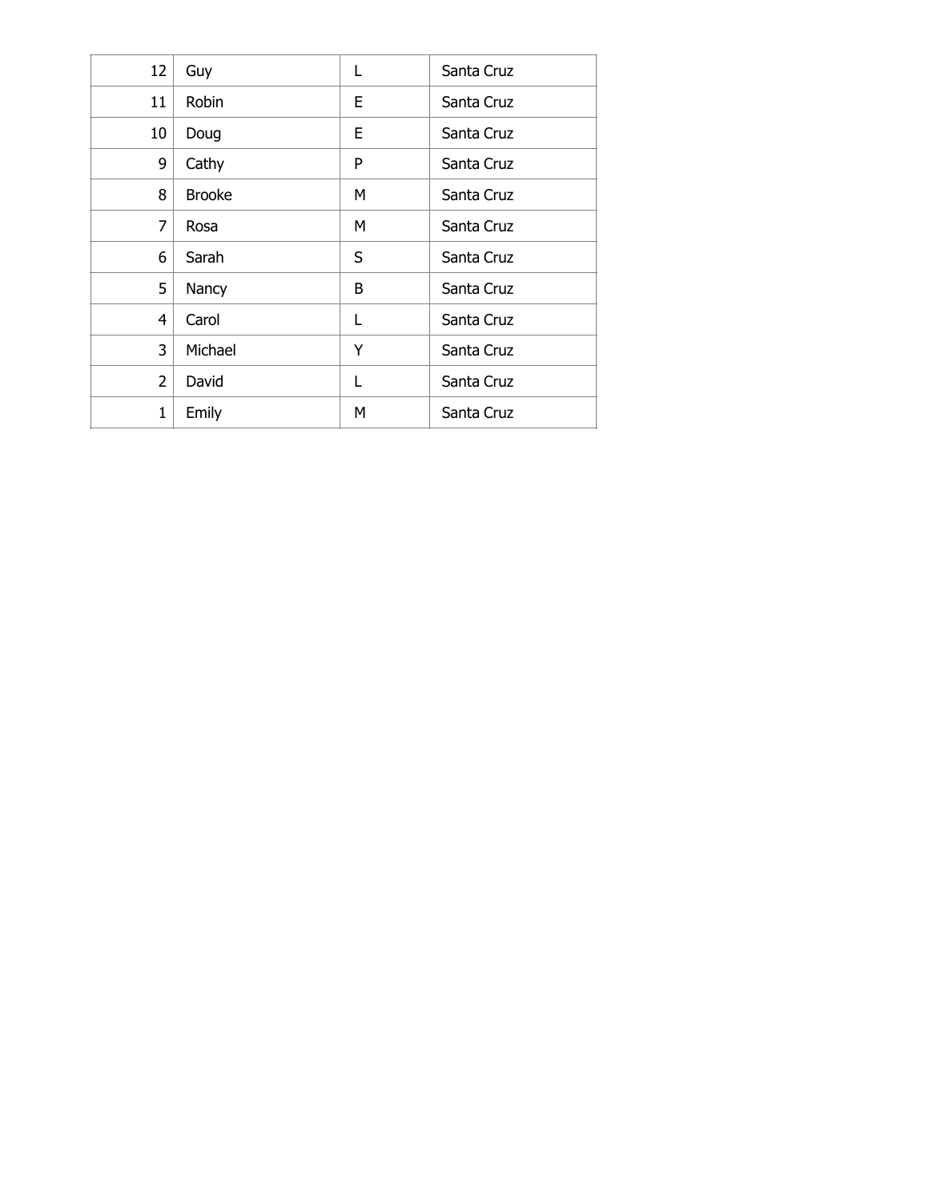| | | | |
|---|---|---|---|
| 12 | Guy | L | Santa Cruz |
| 11 | Robin | E | Santa Cruz |
| 10 | Doug | E | Santa Cruz |
| 9 | Cathy | P | Santa Cruz |
| 8 | Brooke | M | Santa Cruz |
| 7 | Rosa | M | Santa Cruz |
| 6 | Sarah | S | Santa Cruz |
| 5 | Nancy | B | Santa Cruz |
| 4 | Carol | L | Santa Cruz |
| 3 | Michael | Y | Santa Cruz |
| 2 | David | L | Santa Cruz |
| 1 | Emily | M | Santa Cruz |